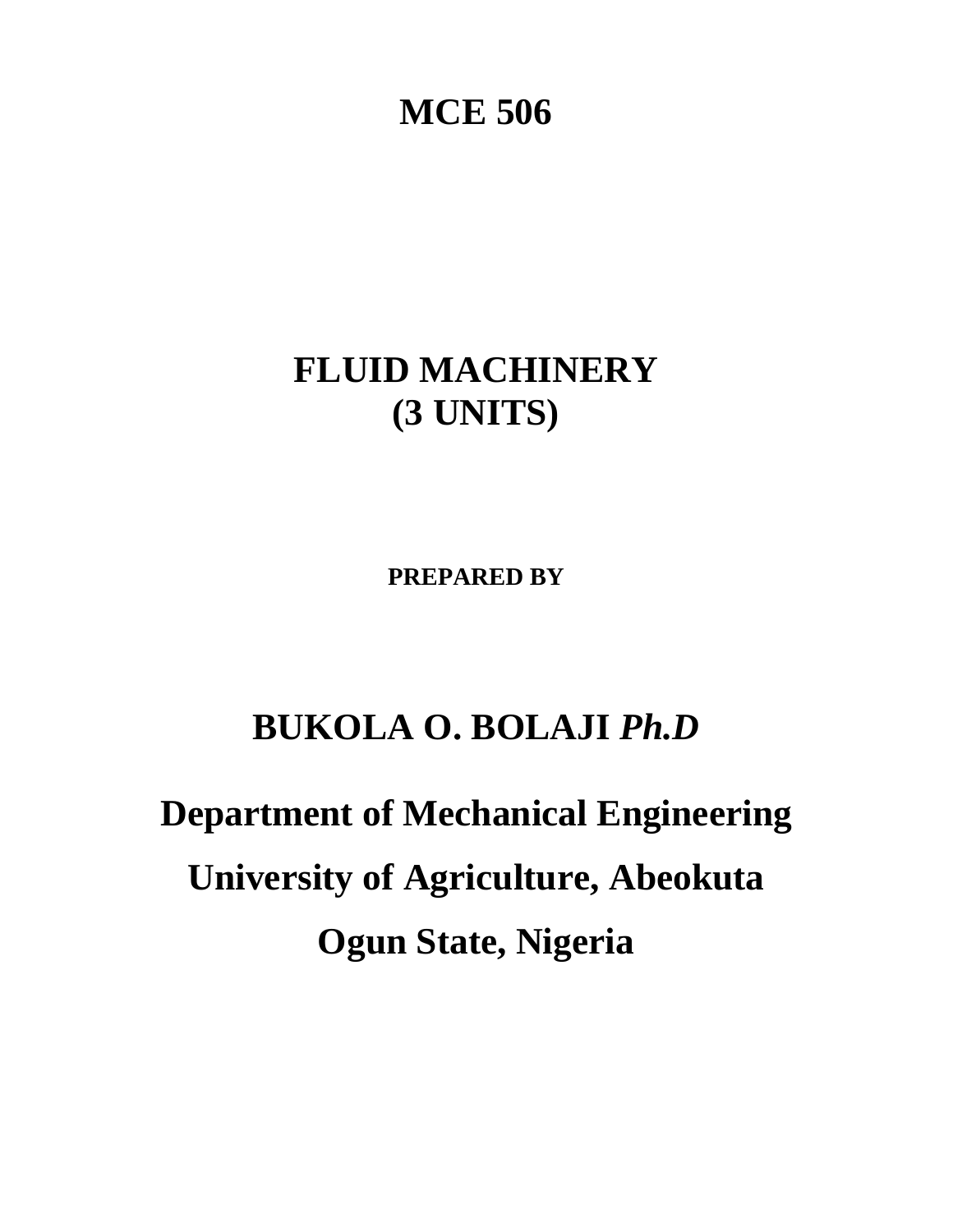# MCE 506

# FLUID MACHINERY
# (3 UNITS)

**PREPARED BY**

## BUKOLA O. BOLAJI *Ph.D*

## Department of Mechanical Engineering

## University of Agriculture, Abeokuta

## Ogun State, Nigeria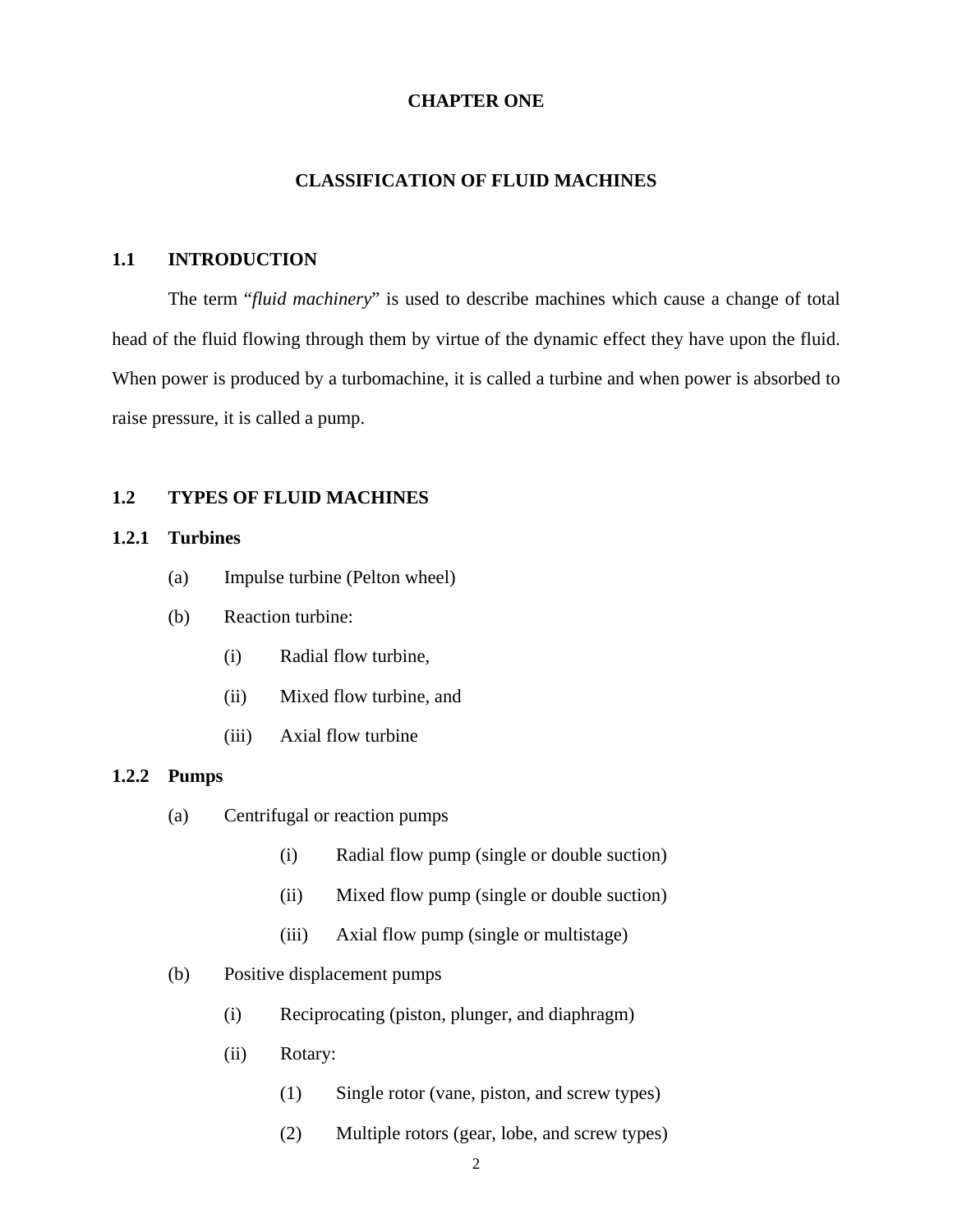# CHAPTER ONE

# CLASSIFICATION OF FLUID MACHINES

## 1.1 INTRODUCTION

The term "*fluid machinery*" is used to describe machines which cause a change of total head of the fluid flowing through them by virtue of the dynamic effect they have upon the fluid. When power is produced by a turbomachine, it is called a turbine and when power is absorbed to raise pressure, it is called a pump.

## 1.2 TYPES OF FLUID MACHINES

### 1.2.1 Turbines

(a) Impulse turbine (Pelton wheel)

(b) Reaction turbine:

- (i) Radial flow turbine,
- (ii) Mixed flow turbine, and
- (iii) Axial flow turbine

### 1.2.2 Pumps

(a) Centrifugal or reaction pumps

- (i) Radial flow pump (single or double suction)
- (ii) Mixed flow pump (single or double suction)
- (iii) Axial flow pump (single or multistage)

(b) Positive displacement pumps

- (i) Reciprocating (piston, plunger, and diaphragm)
- (ii) Rotary:
  - (1) Single rotor (vane, piston, and screw types)
  - (2) Multiple rotors (gear, lobe, and screw types)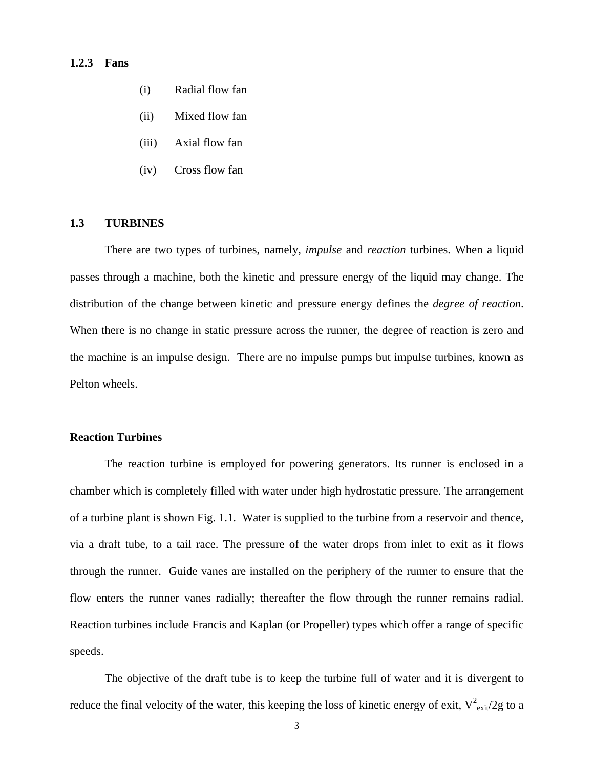### 1.2.3 Fans

(i) Radial flow fan

(ii) Mixed flow fan

(iii) Axial flow fan

(iv) Cross flow fan

## 1.3 TURBINES

There are two types of turbines, namely, *impulse* and *reaction* turbines. When a liquid passes through a machine, both the kinetic and pressure energy of the liquid may change. The distribution of the change between kinetic and pressure energy defines the *degree of reaction*. When there is no change in static pressure across the runner, the degree of reaction is zero and the machine is an impulse design. There are no impulse pumps but impulse turbines, known as Pelton wheels.

**Reaction Turbines**

The reaction turbine is employed for powering generators. Its runner is enclosed in a chamber which is completely filled with water under high hydrostatic pressure. The arrangement of a turbine plant is shown Fig. 1.1. Water is supplied to the turbine from a reservoir and thence, via a draft tube, to a tail race. The pressure of the water drops from inlet to exit as it flows through the runner. Guide vanes are installed on the periphery of the runner to ensure that the flow enters the runner vanes radially; thereafter the flow through the runner remains radial. Reaction turbines include Francis and Kaplan (or Propeller) types which offer a range of specific speeds.

The objective of the draft tube is to keep the turbine full of water and it is divergent to reduce the final velocity of the water, this keeping the loss of kinetic energy of exit, $V^2_{exit}/2g$ to a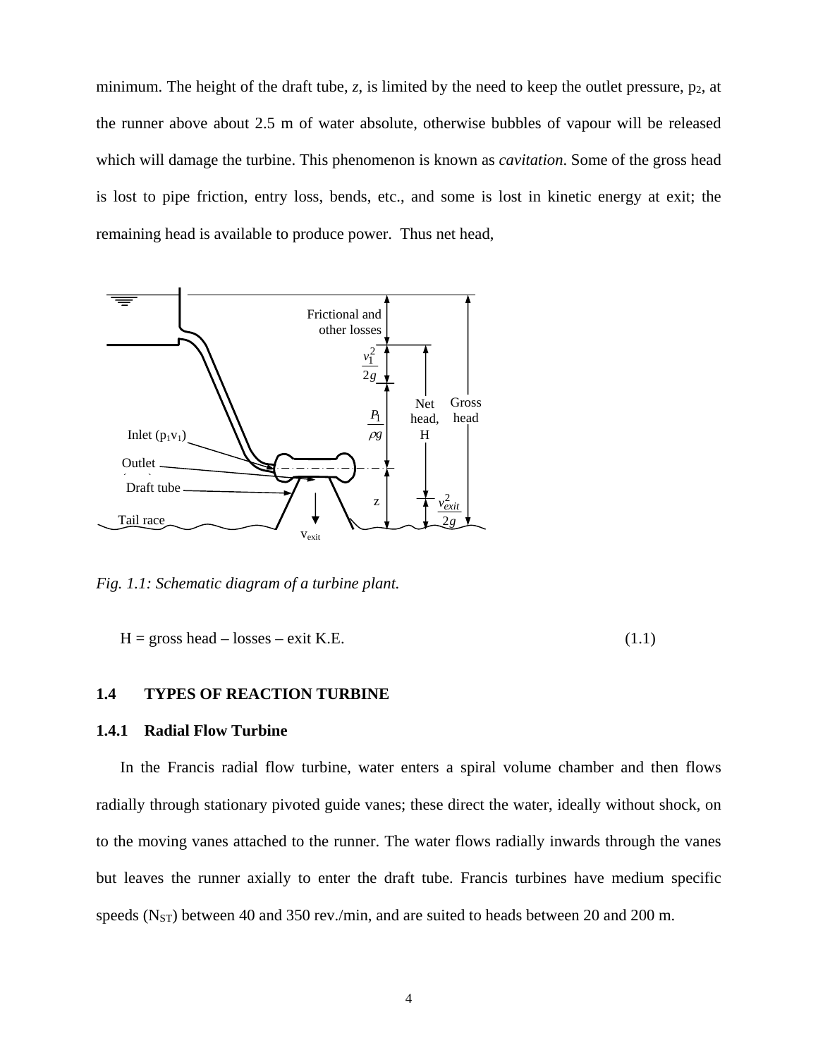minimum. The height of the draft tube, *z*, is limited by the need to keep the outlet pressure, $p_2$, at the runner above about 2.5 m of water absolute, otherwise bubbles of vapour will be released which will damage the turbine. This phenomenon is known as *cavitation*. Some of the gross head is lost to pipe friction, entry loss, bends, etc., and some is lost in kinetic energy at exit; the remaining head is available to produce power. Thus net head,

*Fig. 1.1: Schematic diagram of a turbine plant.*

$$H = \text{gross head} - \text{losses} - \text{exit K.E.} \tag{1.1}$$

### 1.4 TYPES OF REACTION TURBINE

#### 1.4.1 Radial Flow Turbine

In the Francis radial flow turbine, water enters a spiral volume chamber and then flows radially through stationary pivoted guide vanes; these direct the water, ideally without shock, on to the moving vanes attached to the runner. The water flows radially inwards through the vanes but leaves the runner axially to enter the draft tube. Francis turbines have medium specific speeds ($N_{ST}$) between 40 and 350 rev./min, and are suited to heads between 20 and 200 m.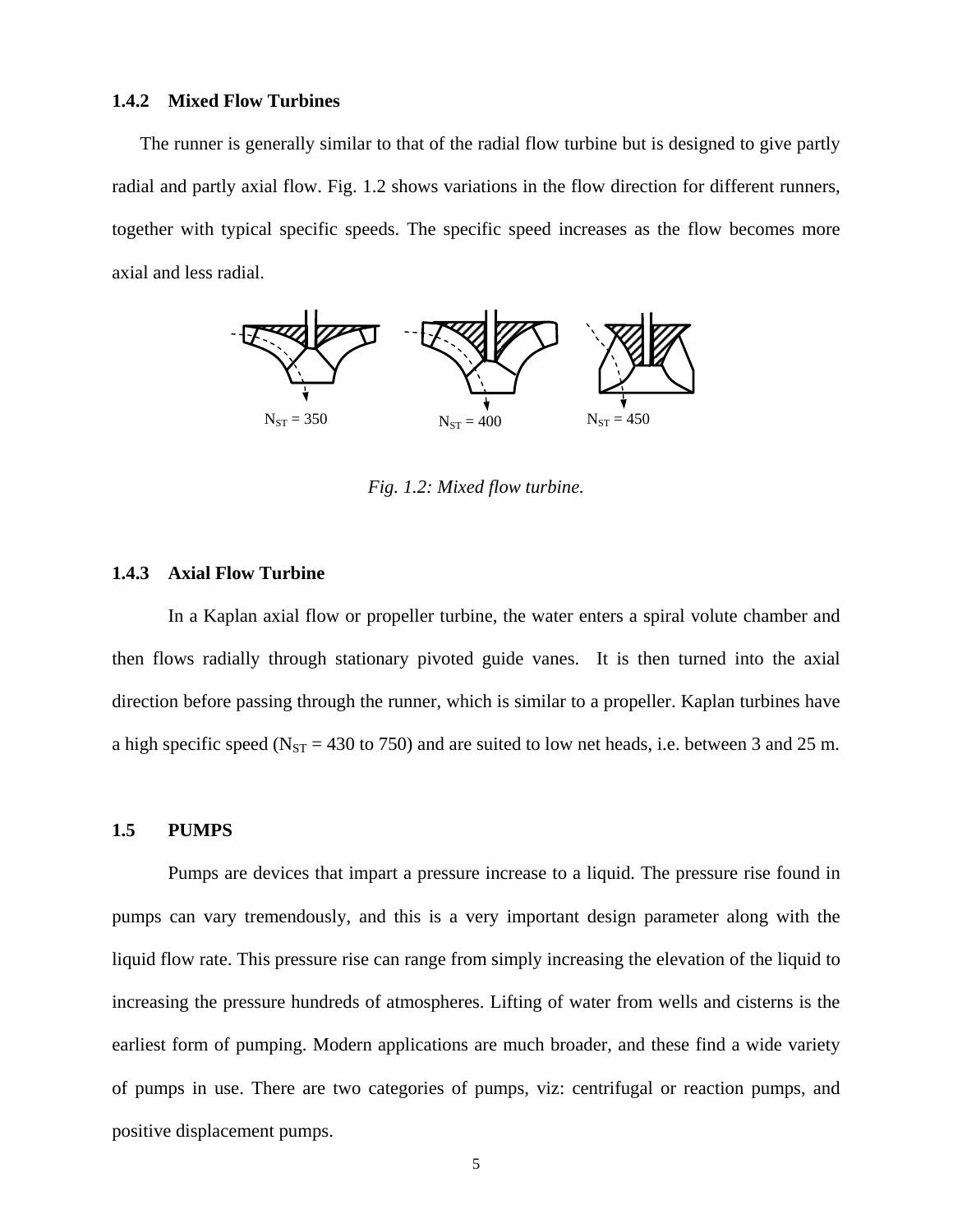### 1.4.2 Mixed Flow Turbines

The runner is generally similar to that of the radial flow turbine but is designed to give partly radial and partly axial flow. Fig. 1.2 shows variations in the flow direction for different runners, together with typical specific speeds. The specific speed increases as the flow becomes more axial and less radial.

$N_{ST}$ = 350 $N_{ST}$ = 400 $N_{ST}$ = 450

*Fig. 1.2: Mixed flow turbine.*

### 1.4.3 Axial Flow Turbine

In a Kaplan axial flow or propeller turbine, the water enters a spiral volute chamber and then flows radially through stationary pivoted guide vanes. It is then turned into the axial direction before passing through the runner, which is similar to a propeller. Kaplan turbines have a high specific speed ($N_{ST}$ = 430 to 750) and are suited to low net heads, i.e. between 3 and 25 m.

## 1.5 PUMPS

Pumps are devices that impart a pressure increase to a liquid. The pressure rise found in pumps can vary tremendously, and this is a very important design parameter along with the liquid flow rate. This pressure rise can range from simply increasing the elevation of the liquid to increasing the pressure hundreds of atmospheres. Lifting of water from wells and cisterns is the earliest form of pumping. Modern applications are much broader, and these find a wide variety of pumps in use. There are two categories of pumps, viz: centrifugal or reaction pumps, and positive displacement pumps.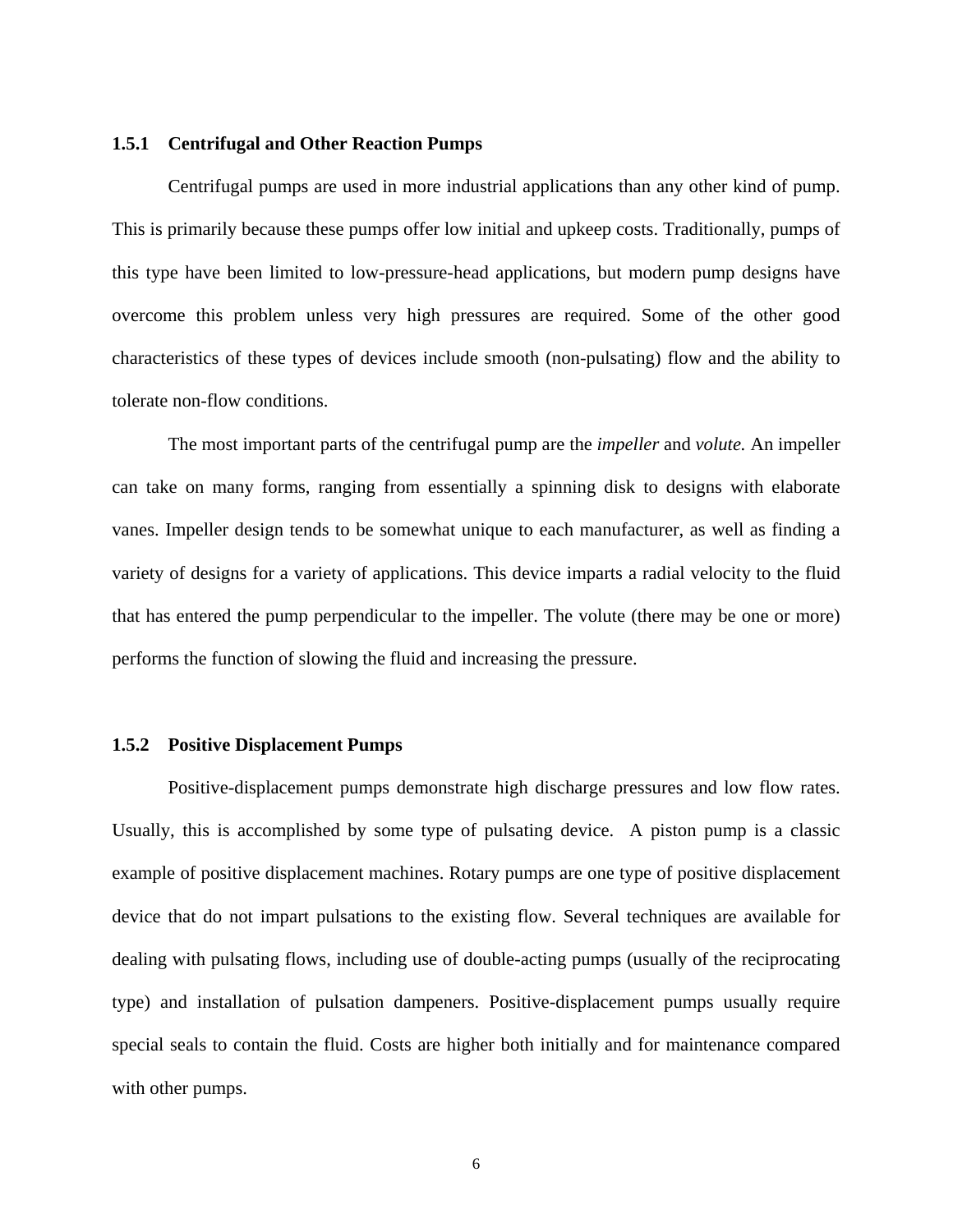### 1.5.1 Centrifugal and Other Reaction Pumps

Centrifugal pumps are used in more industrial applications than any other kind of pump. This is primarily because these pumps offer low initial and upkeep costs. Traditionally, pumps of this type have been limited to low-pressure-head applications, but modern pump designs have overcome this problem unless very high pressures are required. Some of the other good characteristics of these types of devices include smooth (non-pulsating) flow and the ability to tolerate non-flow conditions.

The most important parts of the centrifugal pump are the *impeller* and *volute.* An impeller can take on many forms, ranging from essentially a spinning disk to designs with elaborate vanes. Impeller design tends to be somewhat unique to each manufacturer, as well as finding a variety of designs for a variety of applications. This device imparts a radial velocity to the fluid that has entered the pump perpendicular to the impeller. The volute (there may be one or more) performs the function of slowing the fluid and increasing the pressure.

### 1.5.2 Positive Displacement Pumps

Positive-displacement pumps demonstrate high discharge pressures and low flow rates. Usually, this is accomplished by some type of pulsating device. A piston pump is a classic example of positive displacement machines. Rotary pumps are one type of positive displacement device that do not impart pulsations to the existing flow. Several techniques are available for dealing with pulsating flows, including use of double-acting pumps (usually of the reciprocating type) and installation of pulsation dampeners. Positive-displacement pumps usually require special seals to contain the fluid. Costs are higher both initially and for maintenance compared with other pumps.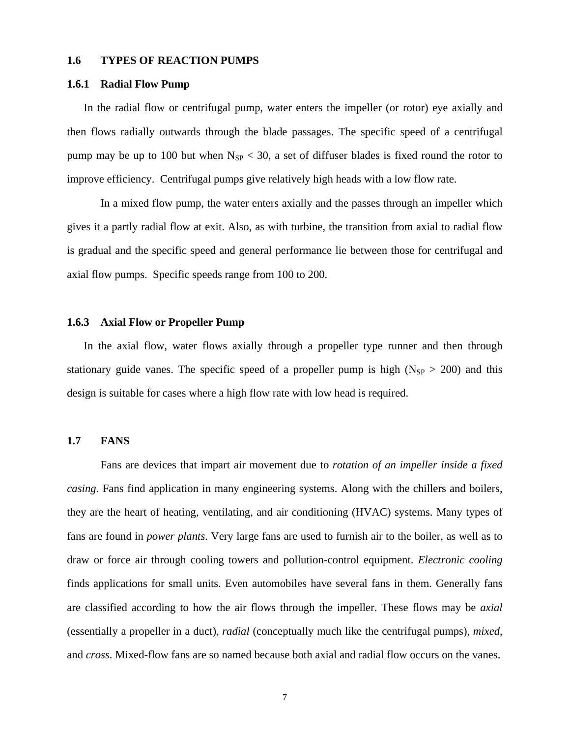## 1.6 TYPES OF REACTION PUMPS

### 1.6.1 Radial Flow Pump

In the radial flow or centrifugal pump, water enters the impeller (or rotor) eye axially and then flows radially outwards through the blade passages. The specific speed of a centrifugal pump may be up to 100 but when $N_{SP} < 30$, a set of diffuser blades is fixed round the rotor to improve efficiency. Centrifugal pumps give relatively high heads with a low flow rate.

In a mixed flow pump, the water enters axially and the passes through an impeller which gives it a partly radial flow at exit. Also, as with turbine, the transition from axial to radial flow is gradual and the specific speed and general performance lie between those for centrifugal and axial flow pumps. Specific speeds range from 100 to 200.

### 1.6.3 Axial Flow or Propeller Pump

In the axial flow, water flows axially through a propeller type runner and then through stationary guide vanes. The specific speed of a propeller pump is high ($N_{SP} > 200$) and this design is suitable for cases where a high flow rate with low head is required.

## 1.7 FANS

Fans are devices that impart air movement due to *rotation of an impeller inside a fixed casing*. Fans find application in many engineering systems. Along with the chillers and boilers, they are the heart of heating, ventilating, and air conditioning (HVAC) systems. Many types of fans are found in *power plants*. Very large fans are used to furnish air to the boiler, as well as to draw or force air through cooling towers and pollution-control equipment. *Electronic cooling* finds applications for small units. Even automobiles have several fans in them. Generally fans are classified according to how the air flows through the impeller. These flows may be *axial* (essentially a propeller in a duct), *radial* (conceptually much like the centrifugal pumps), *mixed*, and *cross*. Mixed-flow fans are so named because both axial and radial flow occurs on the vanes.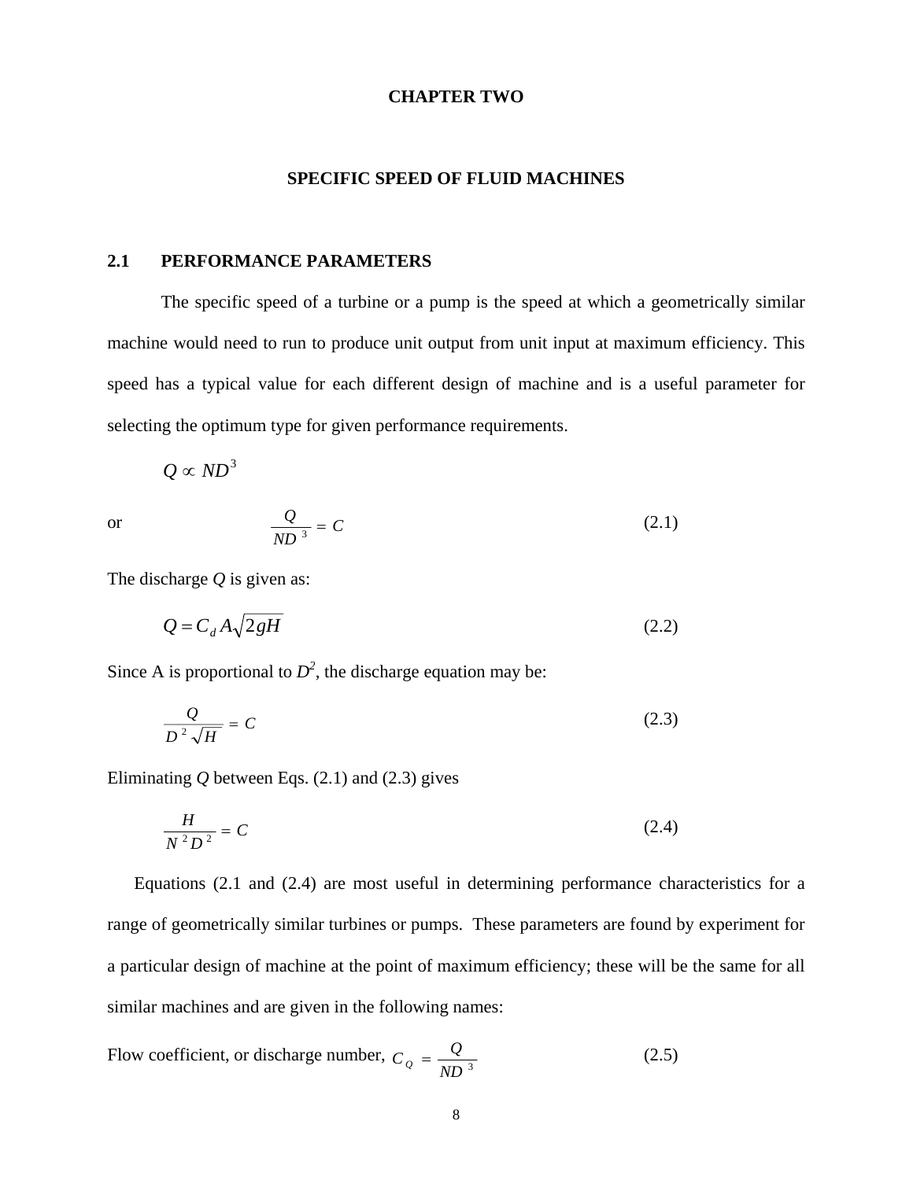# CHAPTER TWO

# SPECIFIC SPEED OF FLUID MACHINES

## 2.1 PERFORMANCE PARAMETERS

The specific speed of a turbine or a pump is the speed at which a geometrically similar machine would need to run to produce unit output from unit input at maximum efficiency. This speed has a typical value for each different design of machine and is a useful parameter for selecting the optimum type for given performance requirements.

$$Q \propto ND^3$$

or

$$\frac{Q}{ND^3} = C \tag{2.1}$$

The discharge $Q$ is given as:

$$Q = C_d A\sqrt{2gH} \tag{2.2}$$

Since A is proportional to $D^2$, the discharge equation may be:

$$\frac{Q}{D^2\sqrt{H}} = C \tag{2.3}$$

Eliminating $Q$ between Eqs. (2.1) and (2.3) gives

$$\frac{H}{N^2 D^2} = C \tag{2.4}$$

Equations (2.1 and (2.4) are most useful in determining performance characteristics for a range of geometrically similar turbines or pumps. These parameters are found by experiment for a particular design of machine at the point of maximum efficiency; these will be the same for all similar machines and are given in the following names:

Flow coefficient, or discharge number, $C_Q = \dfrac{Q}{ND^3}$ (2.5)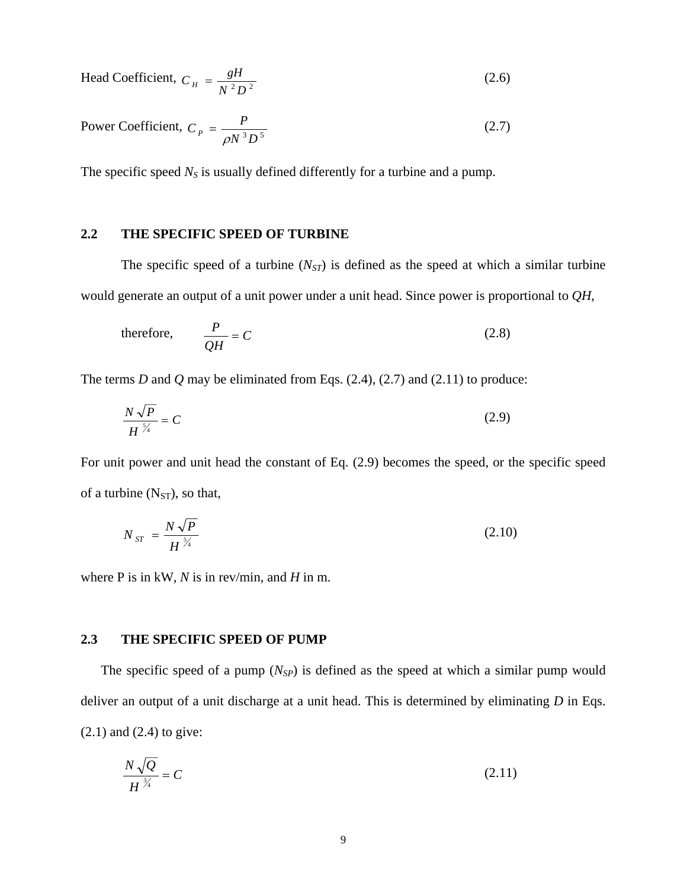Head Coefficient, $C_H = \dfrac{gH}{N^2 D^2}$ (2.6)

Power Coefficient, $C_P = \dfrac{P}{\rho N^3 D^5}$ (2.7)

The specific speed $N_S$ is usually defined differently for a turbine and a pump.

## 2.2 THE SPECIFIC SPEED OF TURBINE

The specific speed of a turbine ($N_{ST}$) is defined as the speed at which a similar turbine would generate an output of a unit power under a unit head. Since power is proportional to *QH*,

therefore, $$\frac{P}{QH} = C \tag{2.8}$$

The terms *D* and *Q* may be eliminated from Eqs. (2.4), (2.7) and (2.11) to produce:

$$\frac{N\sqrt{P}}{H^{5/4}} = C \tag{2.9}$$

For unit power and unit head the constant of Eq. (2.9) becomes the speed, or the specific speed of a turbine ($N_{ST}$), so that,

$$N_{ST} = \frac{N\sqrt{P}}{H^{5/4}} \tag{2.10}$$

where P is in kW, *N* is in rev/min, and *H* in m.

## 2.3 THE SPECIFIC SPEED OF PUMP

The specific speed of a pump ($N_{SP}$) is defined as the speed at which a similar pump would deliver an output of a unit discharge at a unit head. This is determined by eliminating *D* in Eqs. (2.1) and (2.4) to give:

$$\frac{N\sqrt{Q}}{H^{3/4}} = C \tag{2.11}$$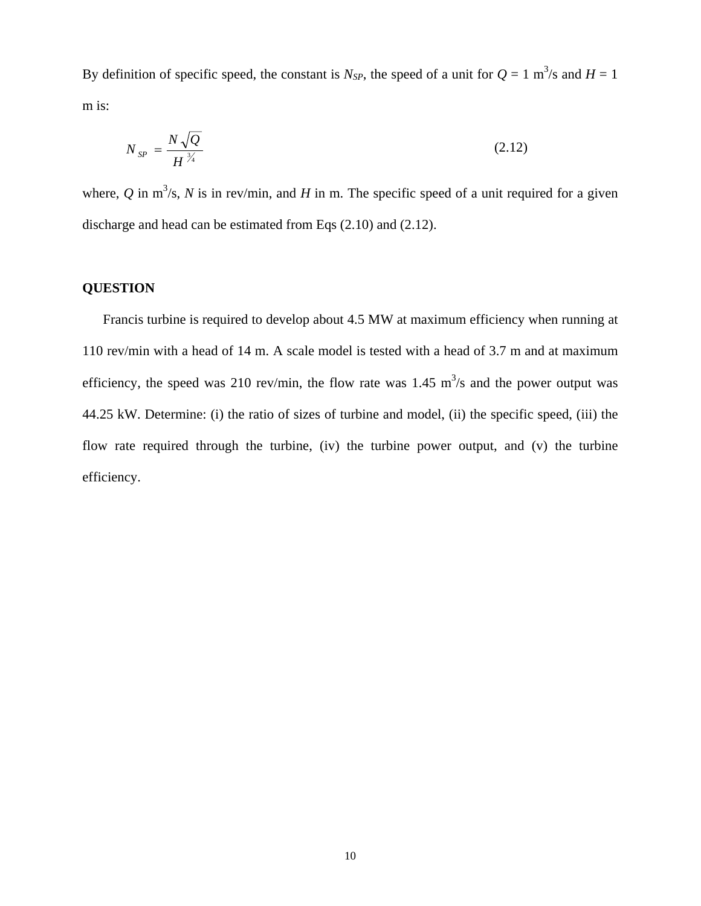By definition of specific speed, the constant is $N_{SP}$, the speed of a unit for $Q$ = 1 m$^3$/s and $H$ = 1 m is:

$$N_{SP} = \frac{N\sqrt{Q}}{H^{3/4}} \tag{2.12}$$

where, $Q$ in m$^3$/s, $N$ is in rev/min, and $H$ in m. The specific speed of a unit required for a given discharge and head can be estimated from Eqs (2.10) and (2.12).

**QUESTION**

Francis turbine is required to develop about 4.5 MW at maximum efficiency when running at 110 rev/min with a head of 14 m. A scale model is tested with a head of 3.7 m and at maximum efficiency, the speed was 210 rev/min, the flow rate was 1.45 m$^3$/s and the power output was 44.25 kW. Determine: (i) the ratio of sizes of turbine and model, (ii) the specific speed, (iii) the flow rate required through the turbine, (iv) the turbine power output, and (v) the turbine efficiency.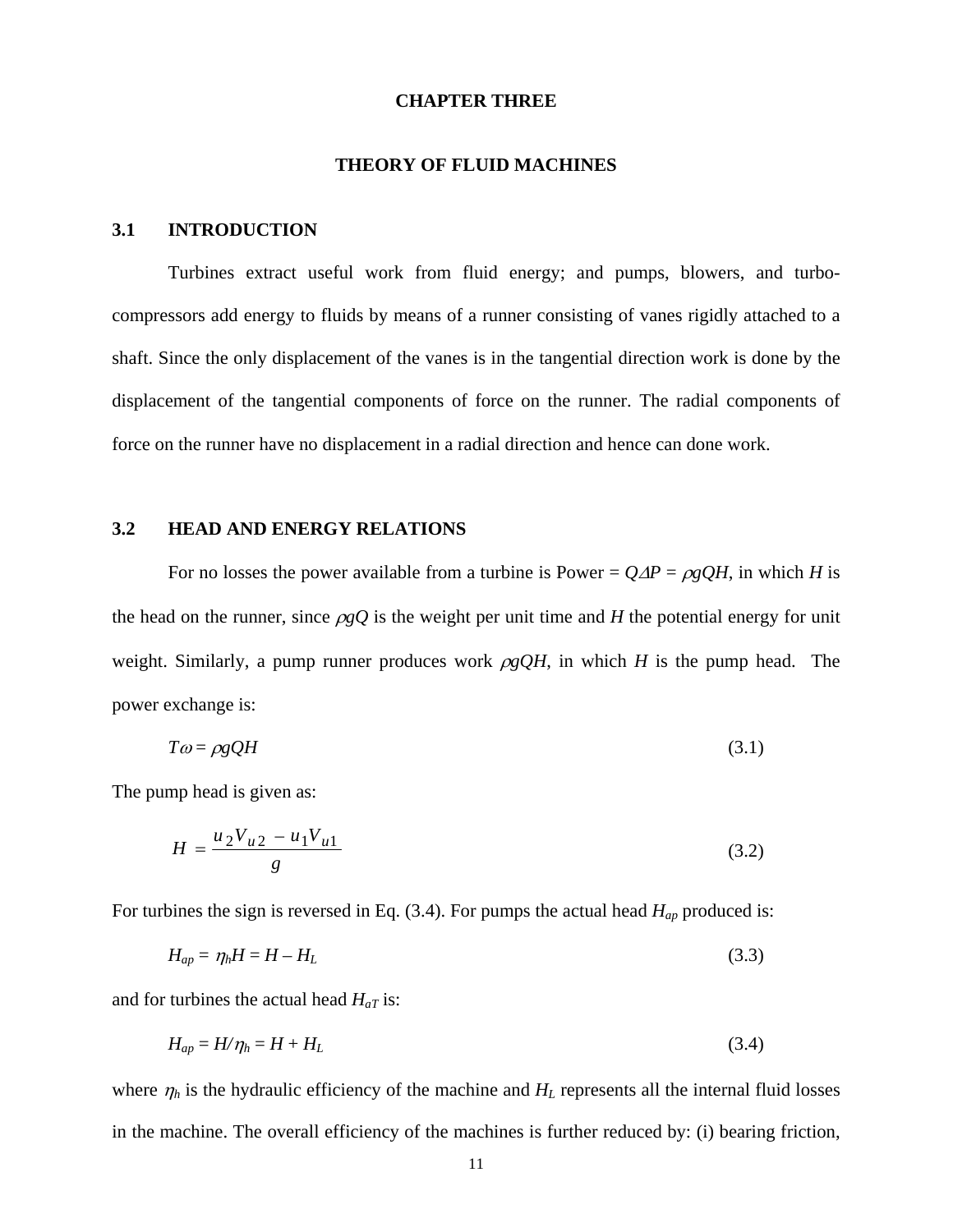# CHAPTER THREE

# THEORY OF FLUID MACHINES

## 3.1 INTRODUCTION

Turbines extract useful work from fluid energy; and pumps, blowers, and turbo-compressors add energy to fluids by means of a runner consisting of vanes rigidly attached to a shaft. Since the only displacement of the vanes is in the tangential direction work is done by the displacement of the tangential components of force on the runner. The radial components of force on the runner have no displacement in a radial direction and hence can done work.

## 3.2 HEAD AND ENERGY RELATIONS

For no losses the power available from a turbine is Power = $Q\Delta P = \rho gQH$, in which $H$ is the head on the runner, since $\rho gQ$ is the weight per unit time and $H$ the potential energy for unit weight. Similarly, a pump runner produces work $\rho gQH$, in which $H$ is the pump head. The power exchange is:

$$T\omega = \rho gQH \tag{3.1}$$

The pump head is given as:

$$H = \frac{u_2 V_{u2} - u_1 V_{u1}}{g} \tag{3.2}$$

For turbines the sign is reversed in Eq. (3.4). For pumps the actual head $H_{ap}$ produced is:

$$H_{ap} = \eta_h H = H - H_L \tag{3.3}$$

and for turbines the actual head $H_{aT}$ is:

$$H_{ap} = H/\eta_h = H + H_L \tag{3.4}$$

where $\eta_h$ is the hydraulic efficiency of the machine and $H_L$ represents all the internal fluid losses in the machine. The overall efficiency of the machines is further reduced by: (i) bearing friction,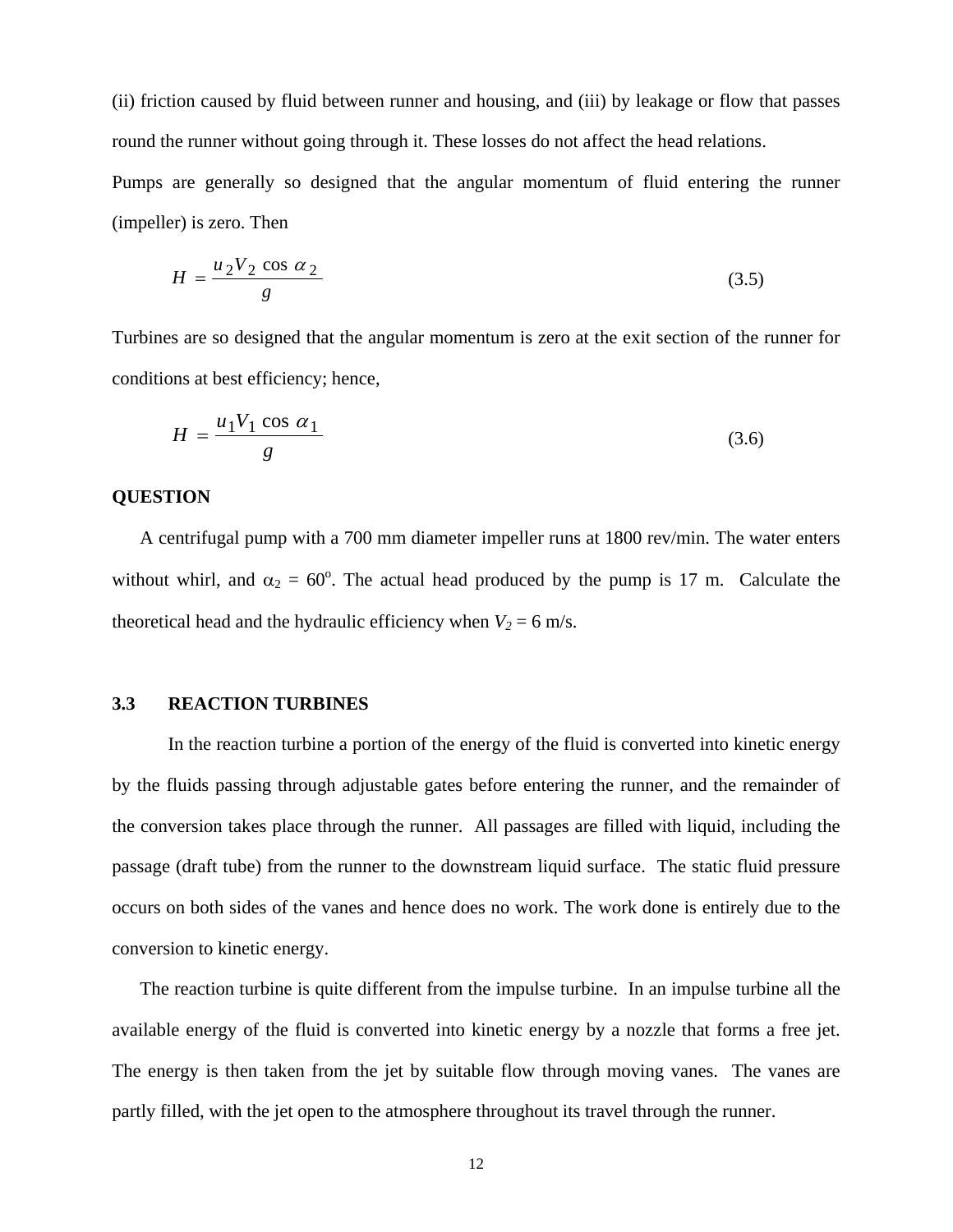(ii) friction caused by fluid between runner and housing, and (iii) by leakage or flow that passes round the runner without going through it. These losses do not affect the head relations.

Pumps are generally so designed that the angular momentum of fluid entering the runner (impeller) is zero. Then

$$H = \frac{u_2 V_2 \cos \alpha_2}{g} \tag{3.5}$$

Turbines are so designed that the angular momentum is zero at the exit section of the runner for conditions at best efficiency; hence,

$$H = \frac{u_1 V_1 \cos \alpha_1}{g} \tag{3.6}$$

**QUESTION**

A centrifugal pump with a 700 mm diameter impeller runs at 1800 rev/min. The water enters without whirl, and $\alpha_2 = 60^o$. The actual head produced by the pump is 17 m. Calculate the theoretical head and the hydraulic efficiency when $V_2 = 6$ m/s.

## 3.3 REACTION TURBINES

In the reaction turbine a portion of the energy of the fluid is converted into kinetic energy by the fluids passing through adjustable gates before entering the runner, and the remainder of the conversion takes place through the runner. All passages are filled with liquid, including the passage (draft tube) from the runner to the downstream liquid surface. The static fluid pressure occurs on both sides of the vanes and hence does no work. The work done is entirely due to the conversion to kinetic energy.

The reaction turbine is quite different from the impulse turbine. In an impulse turbine all the available energy of the fluid is converted into kinetic energy by a nozzle that forms a free jet. The energy is then taken from the jet by suitable flow through moving vanes. The vanes are partly filled, with the jet open to the atmosphere throughout its travel through the runner.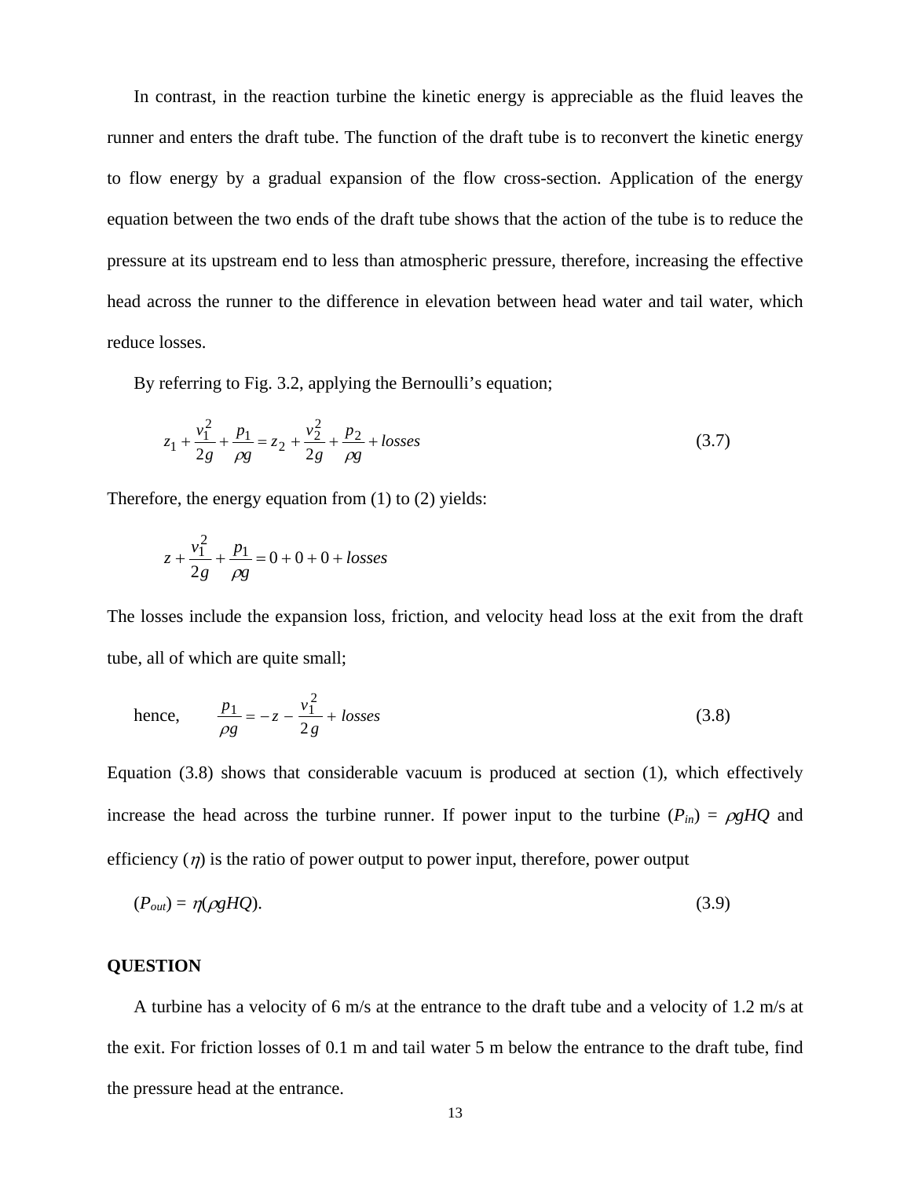In contrast, in the reaction turbine the kinetic energy is appreciable as the fluid leaves the runner and enters the draft tube. The function of the draft tube is to reconvert the kinetic energy to flow energy by a gradual expansion of the flow cross-section. Application of the energy equation between the two ends of the draft tube shows that the action of the tube is to reduce the pressure at its upstream end to less than atmospheric pressure, therefore, increasing the effective head across the runner to the difference in elevation between head water and tail water, which reduce losses.

By referring to Fig. 3.2, applying the Bernoulli's equation;

$$z_1 + \frac{v_1^2}{2g} + \frac{p_1}{\rho g} = z_2 + \frac{v_2^2}{2g} + \frac{p_2}{\rho g} + losses \tag{3.7}$$

Therefore, the energy equation from (1) to (2) yields:

$$z + \frac{v_1^2}{2g} + \frac{p_1}{\rho g} = 0 + 0 + 0 + losses$$

The losses include the expansion loss, friction, and velocity head loss at the exit from the draft tube, all of which are quite small;

hence, $$\frac{p_1}{\rho g} = -z - \frac{v_1^2}{2g} + losses \tag{3.8}$$

Equation (3.8) shows that considerable vacuum is produced at section (1), which effectively increase the head across the turbine runner. If power input to the turbine ($P_{in}$) = $\rho gHQ$ and efficiency ($\eta$) is the ratio of power output to power input, therefore, power output

$$(P_{out}) = \eta(\rho gHQ). \tag{3.9}$$

**QUESTION**

A turbine has a velocity of 6 m/s at the entrance to the draft tube and a velocity of 1.2 m/s at the exit. For friction losses of 0.1 m and tail water 5 m below the entrance to the draft tube, find the pressure head at the entrance.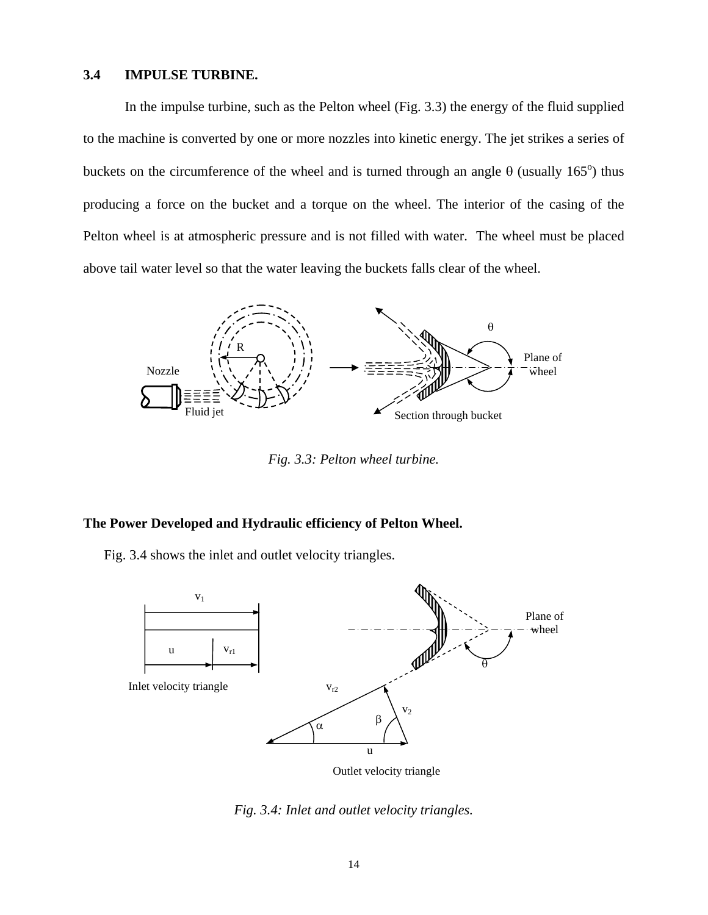### 3.4 IMPULSE TURBINE.

In the impulse turbine, such as the Pelton wheel (Fig. 3.3) the energy of the fluid supplied to the machine is converted by one or more nozzles into kinetic energy. The jet strikes a series of buckets on the circumference of the wheel and is turned through an angle θ (usually 165$^o$) thus producing a force on the bucket and a torque on the wheel. The interior of the casing of the Pelton wheel is at atmospheric pressure and is not filled with water. The wheel must be placed above tail water level so that the water leaving the buckets falls clear of the wheel.

*Fig. 3.3: Pelton wheel turbine.*

**The Power Developed and Hydraulic efficiency of Pelton Wheel.**

Fig. 3.4 shows the inlet and outlet velocity triangles.

*Fig. 3.4: Inlet and outlet velocity triangles.*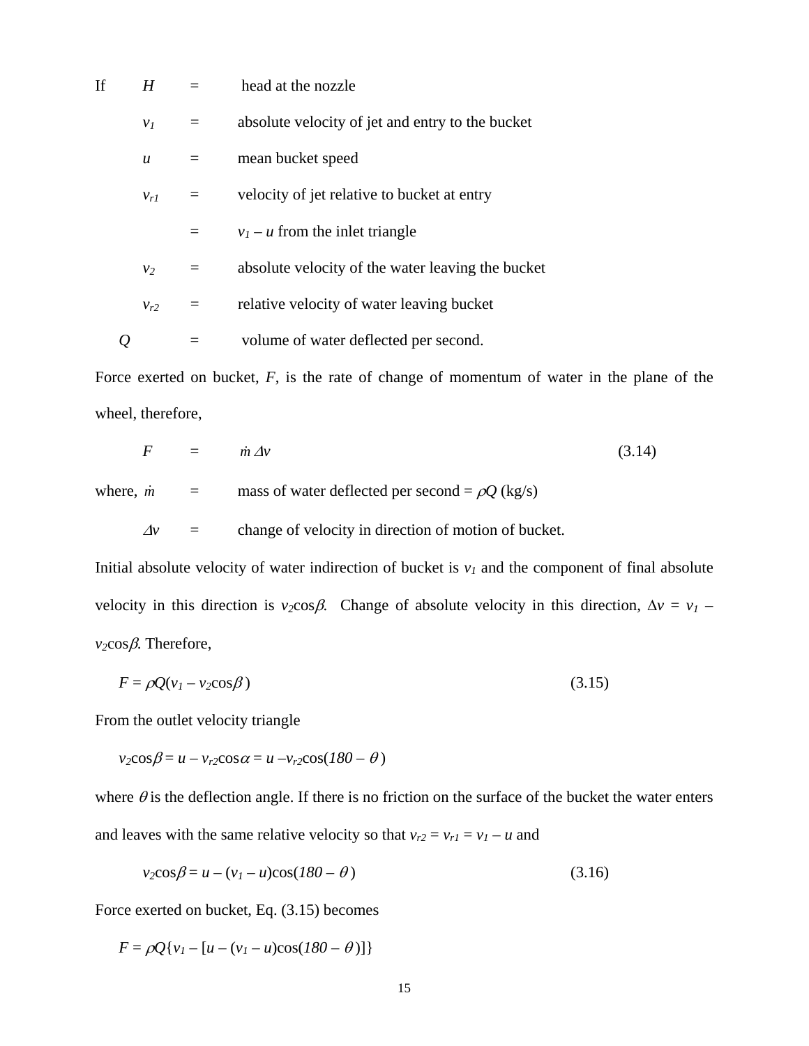If $H$ = head at the nozzle

$v_1$ = absolute velocity of jet and entry to the bucket

$u$ = mean bucket speed

$v_{r1}$ = velocity of jet relative to bucket at entry

= $v_1 - u$ from the inlet triangle

$v_2$ = absolute velocity of the water leaving the bucket

$v_{r2}$ = relative velocity of water leaving bucket

$Q$ = volume of water deflected per second.

Force exerted on bucket, $F$, is the rate of change of momentum of water in the plane of the wheel, therefore,

$$F = \dot{m}\,\Delta v \tag{3.14}$$

where, $\dot{m}$ = mass of water deflected per second = $\rho Q$ (kg/s)

$\Delta v$ = change of velocity in direction of motion of bucket.

Initial absolute velocity of water indirection of bucket is $v_1$ and the component of final absolute velocity in this direction is $v_2\cos\beta$. Change of absolute velocity in this direction, $\Delta v = v_1 - v_2\cos\beta$. Therefore,

$$F = \rho Q(v_1 - v_2\cos\beta) \tag{3.15}$$

From the outlet velocity triangle

$$v_2\cos\beta = u - v_{r2}\cos\alpha = u - v_{r2}\cos(180 - \theta)$$

where $\theta$ is the deflection angle. If there is no friction on the surface of the bucket the water enters and leaves with the same relative velocity so that $v_{r2} = v_{r1} = v_1 - u$ and

$$v_2\cos\beta = u - (v_1 - u)\cos(180 - \theta) \tag{3.16}$$

Force exerted on bucket, Eq. (3.15) becomes

$$F = \rho Q\{v_1 - [u - (v_1 - u)\cos(180 - \theta)]\}$$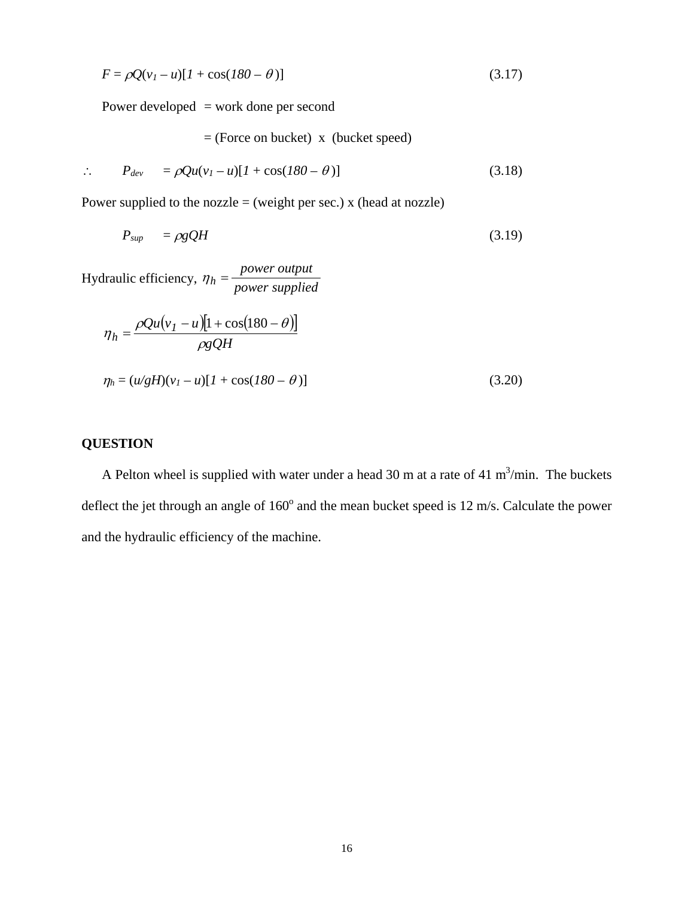$$F = \rho Q(v_1 - u)[1 + \cos(180 - \theta)] \tag{3.17}$$

Power developed = work done per second

= (Force on bucket) x (bucket speed)

$$\therefore \quad P_{dev} = \rho Qu(v_1 - u)[1 + \cos(180 - \theta)] \tag{3.18}$$

Power supplied to the nozzle = (weight per sec.) x (head at nozzle)

$$P_{sup} = \rho gQH \tag{3.19}$$

Hydraulic efficiency, $\eta_h = \dfrac{power\ output}{power\ supplied}$

$$\eta_h = \frac{\rho Qu(v_1 - u)[1 + \cos(180 - \theta)]}{\rho gQH}$$

$$\eta_h = (u/gH)(v_1 - u)[1 + \cos(180 - \theta)] \tag{3.20}$$

**QUESTION**

A Pelton wheel is supplied with water under a head 30 m at a rate of 41 $m^3$/min. The buckets deflect the jet through an angle of 160$^o$ and the mean bucket speed is 12 m/s. Calculate the power and the hydraulic efficiency of the machine.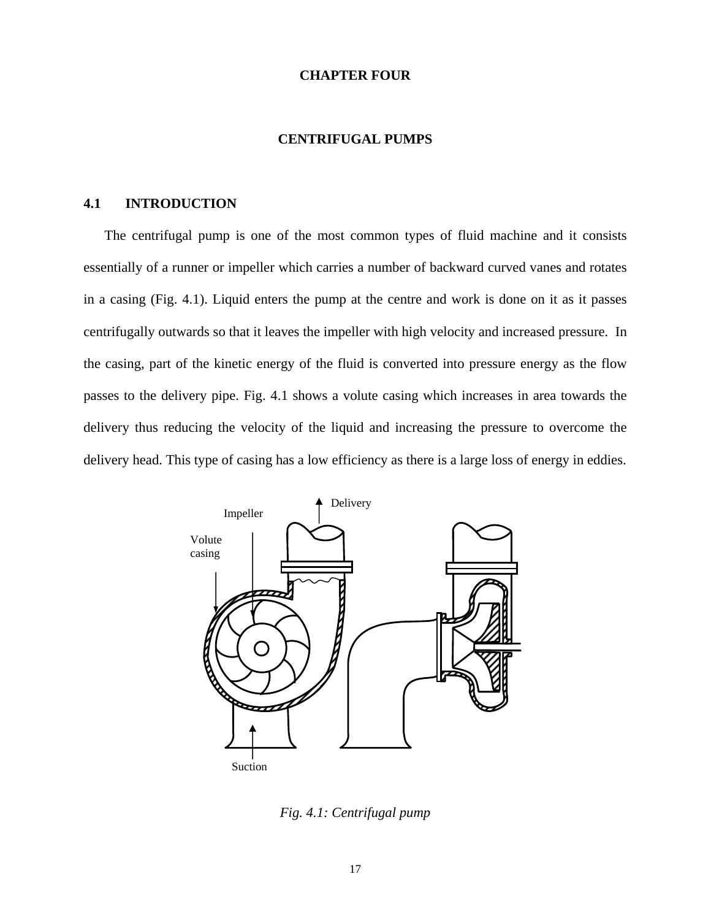# CHAPTER FOUR

## CENTRIFUGAL PUMPS

### 4.1 INTRODUCTION

The centrifugal pump is one of the most common types of fluid machine and it consists essentially of a runner or impeller which carries a number of backward curved vanes and rotates in a casing (Fig. 4.1). Liquid enters the pump at the centre and work is done on it as it passes centrifugally outwards so that it leaves the impeller with high velocity and increased pressure. In the casing, part of the kinetic energy of the fluid is converted into pressure energy as the flow passes to the delivery pipe. Fig. 4.1 shows a volute casing which increases in area towards the delivery thus reducing the velocity of the liquid and increasing the pressure to overcome the delivery head. This type of casing has a low efficiency as there is a large loss of energy in eddies.

*Fig. 4.1: Centrifugal pump*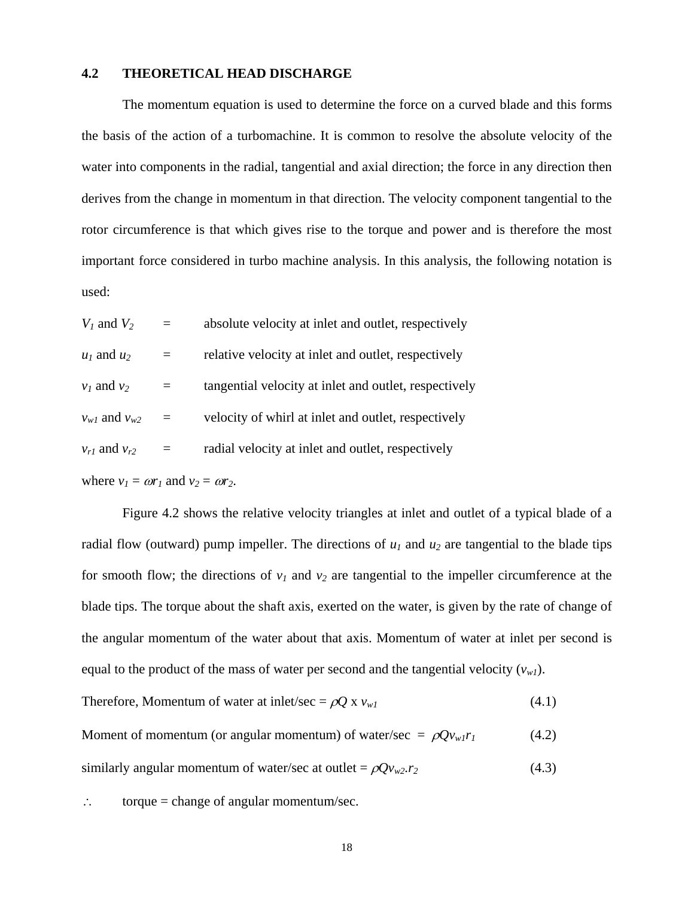## 4.2 THEORETICAL HEAD DISCHARGE

The momentum equation is used to determine the force on a curved blade and this forms the basis of the action of a turbomachine. It is common to resolve the absolute velocity of the water into components in the radial, tangential and axial direction; the force in any direction then derives from the change in momentum in that direction. The velocity component tangential to the rotor circumference is that which gives rise to the torque and power and is therefore the most important force considered in turbo machine analysis. In this analysis, the following notation is used:

$V_1$ and $V_2$ = absolute velocity at inlet and outlet, respectively

$u_1$ and $u_2$ = relative velocity at inlet and outlet, respectively

$v_1$ and $v_2$ = tangential velocity at inlet and outlet, respectively

$v_{w1}$ and $v_{w2}$ = velocity of whirl at inlet and outlet, respectively

$v_{r1}$ and $v_{r2}$ = radial velocity at inlet and outlet, respectively

where $v_1 = \omega r_1$ and $v_2 = \omega r_2$.

Figure 4.2 shows the relative velocity triangles at inlet and outlet of a typical blade of a radial flow (outward) pump impeller. The directions of $u_1$ and $u_2$ are tangential to the blade tips for smooth flow; the directions of $v_1$ and $v_2$ are tangential to the impeller circumference at the blade tips. The torque about the shaft axis, exerted on the water, is given by the rate of change of the angular momentum of the water about that axis. Momentum of water at inlet per second is equal to the product of the mass of water per second and the tangential velocity ($v_{w1}$).

Therefore, Momentum of water at inlet/sec = $\rho Q \times v_{w1}$ (4.1)

Moment of momentum (or angular momentum) of water/sec = $\rho Q v_{w1} r_1$ (4.2)

similarly angular momentum of water/sec at outlet = $\rho Q v_{w2} . r_2$ (4.3)

$\therefore$ torque = change of angular momentum/sec.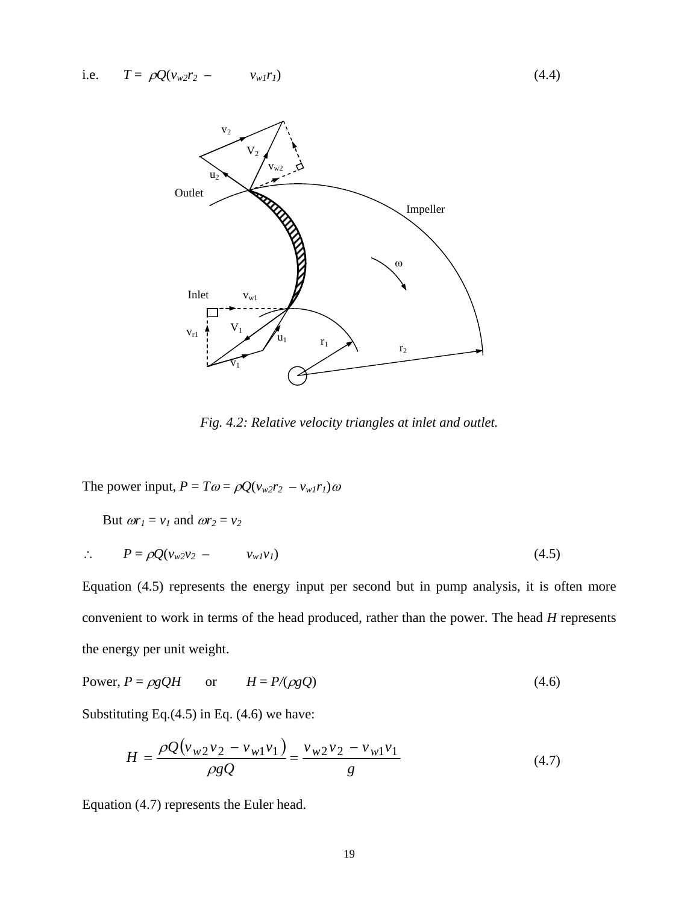i.e. $\quad T = \rho Q(v_{w2}r_2 - v_{w1}r_1)$ (4.4)

*Fig. 4.2: Relative velocity triangles at inlet and outlet.*

The power input, $P = T\omega = \rho Q(v_{w2}r_2 - v_{w1}r_1)\omega$

But $\omega r_1 = v_1$ and $\omega r_2 = v_2$

$\therefore \quad P = \rho Q(v_{w2}v_2 - v_{w1}v_1)$ (4.5)

Equation (4.5) represents the energy input per second but in pump analysis, it is often more convenient to work in terms of the head produced, rather than the power. The head $H$ represents the energy per unit weight.

Power, $P = \rho gQH$ or $H = P/(\rho gQ)$ (4.6)

Substituting Eq.(4.5) in Eq. (4.6) we have:

$$H = \frac{\rho Q\left(v_{w2}v_2 - v_{w1}v_1\right)}{\rho gQ} = \frac{v_{w2}v_2 - v_{w1}v_1}{g} \tag{4.7}$$

Equation (4.7) represents the Euler head.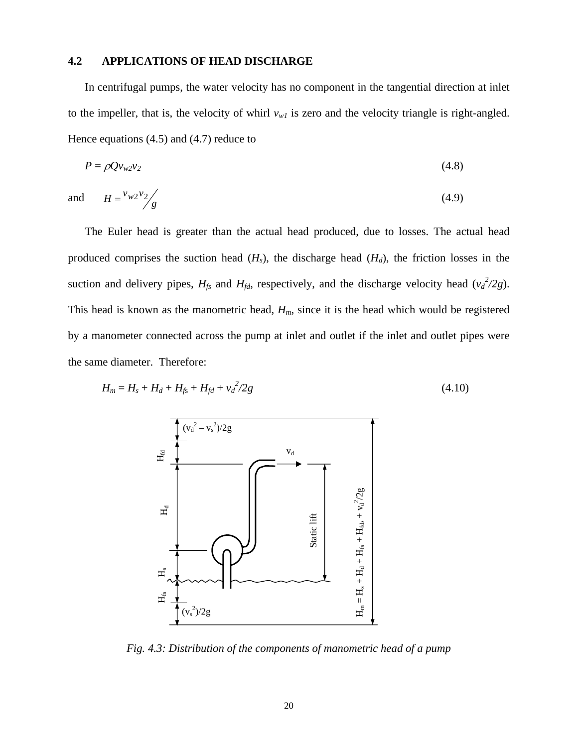## 4.2 APPLICATIONS OF HEAD DISCHARGE

In centrifugal pumps, the water velocity has no component in the tangential direction at inlet to the impeller, that is, the velocity of whirl $v_{w1}$ is zero and the velocity triangle is right-angled. Hence equations (4.5) and (4.7) reduce to

$$P = \rho Q v_{w2} v_2 \tag{4.8}$$

and

$$H = \frac{v_{w2} v_2}{g} \tag{4.9}$$

The Euler head is greater than the actual head produced, due to losses. The actual head produced comprises the suction head ($H_s$), the discharge head ($H_d$), the friction losses in the suction and delivery pipes, $H_{fs}$ and $H_{fd}$, respectively, and the discharge velocity head ($v_d^2/2g$). This head is known as the manometric head, $H_m$, since it is the head which would be registered by a manometer connected across the pump at inlet and outlet if the inlet and outlet pipes were the same diameter. Therefore:

$$H_m = H_s + H_d + H_{fs} + H_{fd} + v_d^2/2g \tag{4.10}$$

*Fig. 4.3: Distribution of the components of manometric head of a pump*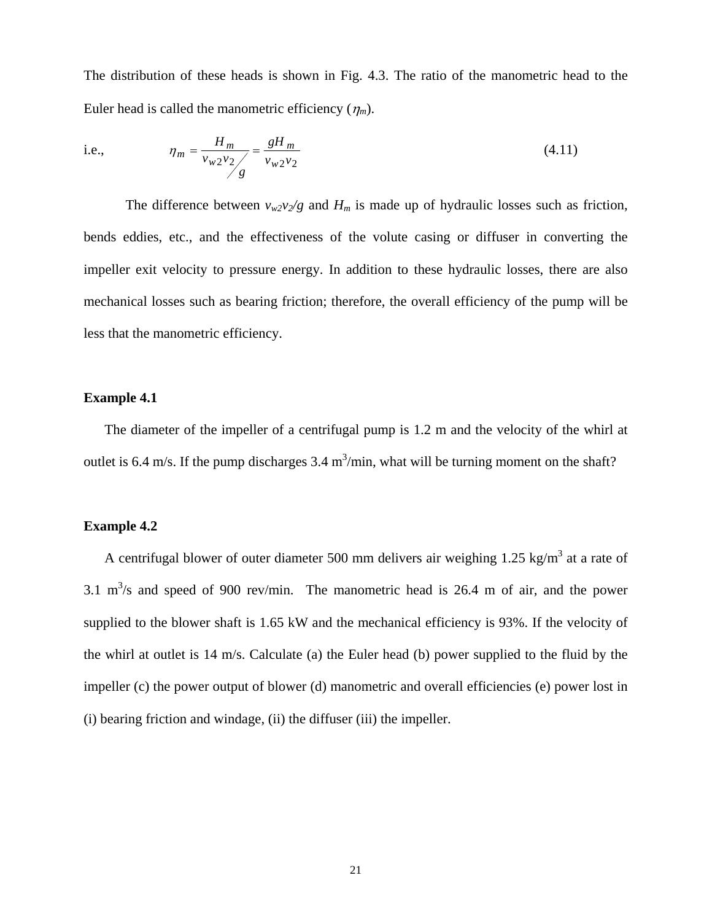The distribution of these heads is shown in Fig. 4.3. The ratio of the manometric head to the Euler head is called the manometric efficiency ($\eta_m$).

i.e.,

$$\eta_m = \frac{H_m}{v_{w2}v_2 / g} = \frac{gH_m}{v_{w2}v_2} \tag{4.11}$$

The difference between $v_{w2}v_2/g$ and $H_m$ is made up of hydraulic losses such as friction, bends eddies, etc., and the effectiveness of the volute casing or diffuser in converting the impeller exit velocity to pressure energy. In addition to these hydraulic losses, there are also mechanical losses such as bearing friction; therefore, the overall efficiency of the pump will be less that the manometric efficiency.

**Example 4.1**

The diameter of the impeller of a centrifugal pump is 1.2 m and the velocity of the whirl at outlet is 6.4 m/s. If the pump discharges 3.4 $m^3$/min, what will be turning moment on the shaft?

**Example 4.2**

A centrifugal blower of outer diameter 500 mm delivers air weighing 1.25 kg/$m^3$ at a rate of 3.1 $m^3$/s and speed of 900 rev/min. The manometric head is 26.4 m of air, and the power supplied to the blower shaft is 1.65 kW and the mechanical efficiency is 93%. If the velocity of the whirl at outlet is 14 m/s. Calculate (a) the Euler head (b) power supplied to the fluid by the impeller (c) the power output of blower (d) manometric and overall efficiencies (e) power lost in (i) bearing friction and windage, (ii) the diffuser (iii) the impeller.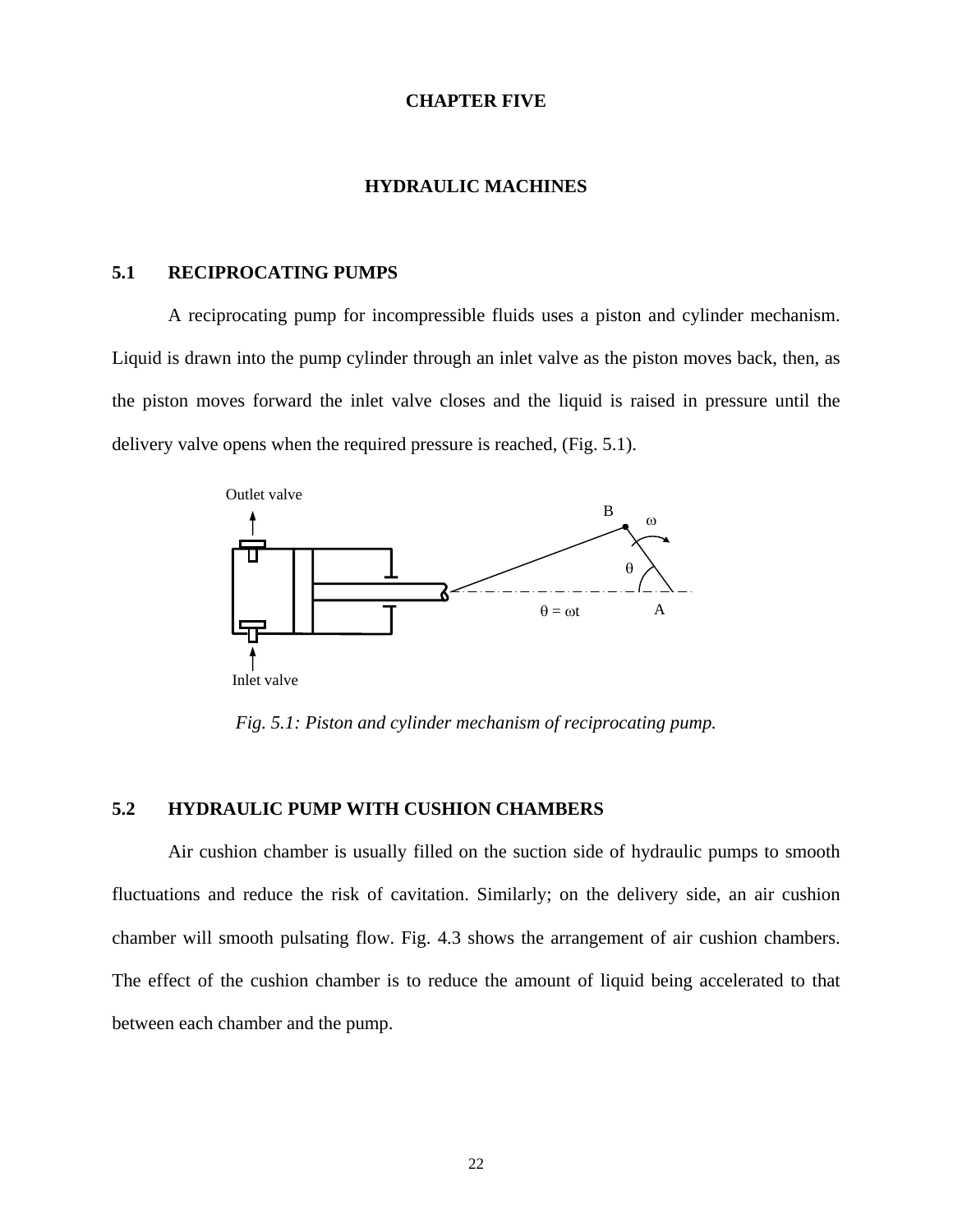# CHAPTER FIVE

# HYDRAULIC MACHINES

## 5.1 RECIPROCATING PUMPS

A reciprocating pump for incompressible fluids uses a piston and cylinder mechanism. Liquid is drawn into the pump cylinder through an inlet valve as the piston moves back, then, as the piston moves forward the inlet valve closes and the liquid is raised in pressure until the delivery valve opens when the required pressure is reached, (Fig. 5.1).

*Fig. 5.1: Piston and cylinder mechanism of reciprocating pump.*

## 5.2 HYDRAULIC PUMP WITH CUSHION CHAMBERS

Air cushion chamber is usually filled on the suction side of hydraulic pumps to smooth fluctuations and reduce the risk of cavitation. Similarly; on the delivery side, an air cushion chamber will smooth pulsating flow. Fig. 4.3 shows the arrangement of air cushion chambers. The effect of the cushion chamber is to reduce the amount of liquid being accelerated to that between each chamber and the pump.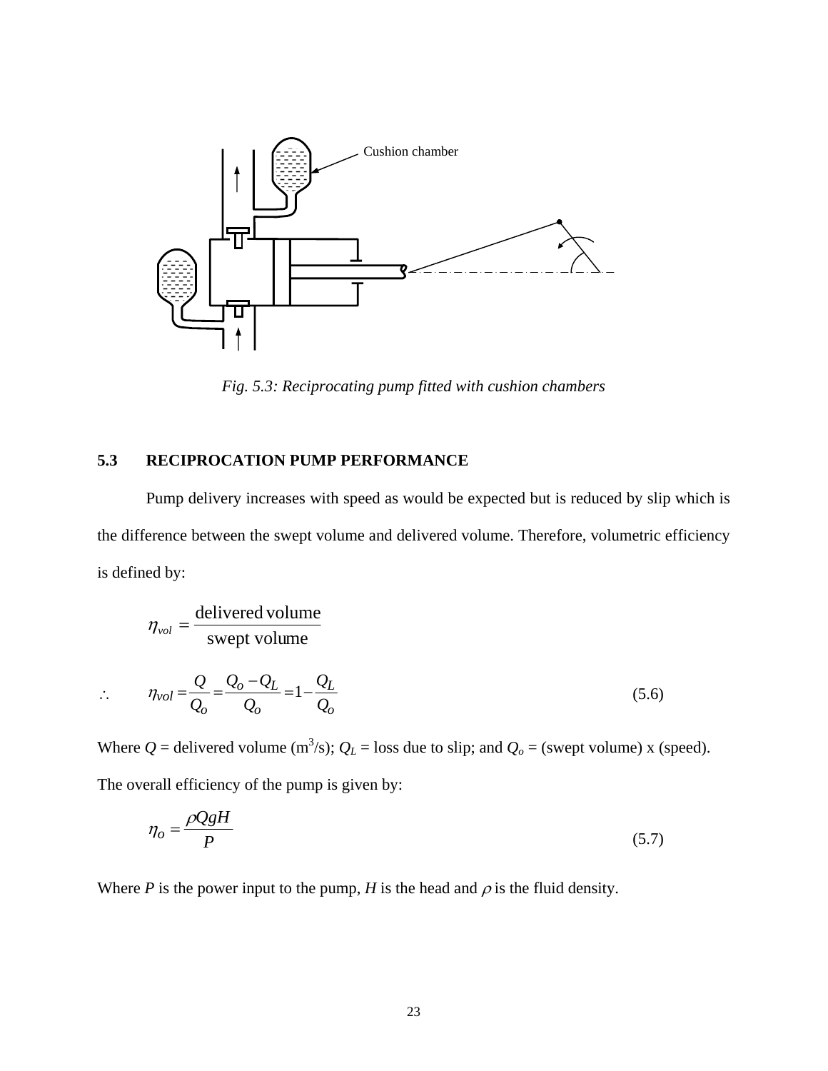Cushion chamber

*Fig. 5.3: Reciprocating pump fitted with cushion chambers*

## 5.3 RECIPROCATION PUMP PERFORMANCE

Pump delivery increases with speed as would be expected but is reduced by slip which is the difference between the swept volume and delivered volume. Therefore, volumetric efficiency is defined by:

$$\eta_{vol} = \frac{\text{delivered volume}}{\text{swept volume}}$$

$$\therefore \qquad \eta_{vol} = \frac{Q}{Q_o} = \frac{Q_o - Q_L}{Q_o} = 1 - \frac{Q_L}{Q_o} \tag{5.6}$$

Where $Q$ = delivered volume (m$^3$/s); $Q_L$ = loss due to slip; and $Q_o$ = (swept volume) x (speed).

The overall efficiency of the pump is given by:

$$\eta_o = \frac{\rho Q g H}{P} \tag{5.7}$$

Where $P$ is the power input to the pump, $H$ is the head and $\rho$ is the fluid density.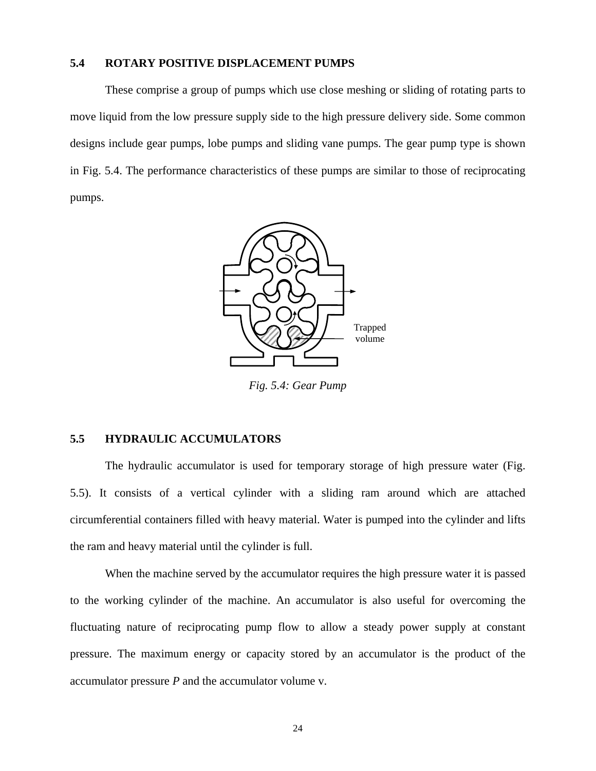## 5.4 ROTARY POSITIVE DISPLACEMENT PUMPS

These comprise a group of pumps which use close meshing or sliding of rotating parts to move liquid from the low pressure supply side to the high pressure delivery side. Some common designs include gear pumps, lobe pumps and sliding vane pumps. The gear pump type is shown in Fig. 5.4. The performance characteristics of these pumps are similar to those of reciprocating pumps.

*Fig. 5.4: Gear Pump*

## 5.5 HYDRAULIC ACCUMULATORS

The hydraulic accumulator is used for temporary storage of high pressure water (Fig. 5.5). It consists of a vertical cylinder with a sliding ram around which are attached circumferential containers filled with heavy material. Water is pumped into the cylinder and lifts the ram and heavy material until the cylinder is full.

When the machine served by the accumulator requires the high pressure water it is passed to the working cylinder of the machine. An accumulator is also useful for overcoming the fluctuating nature of reciprocating pump flow to allow a steady power supply at constant pressure. The maximum energy or capacity stored by an accumulator is the product of the accumulator pressure $P$ and the accumulator volume v.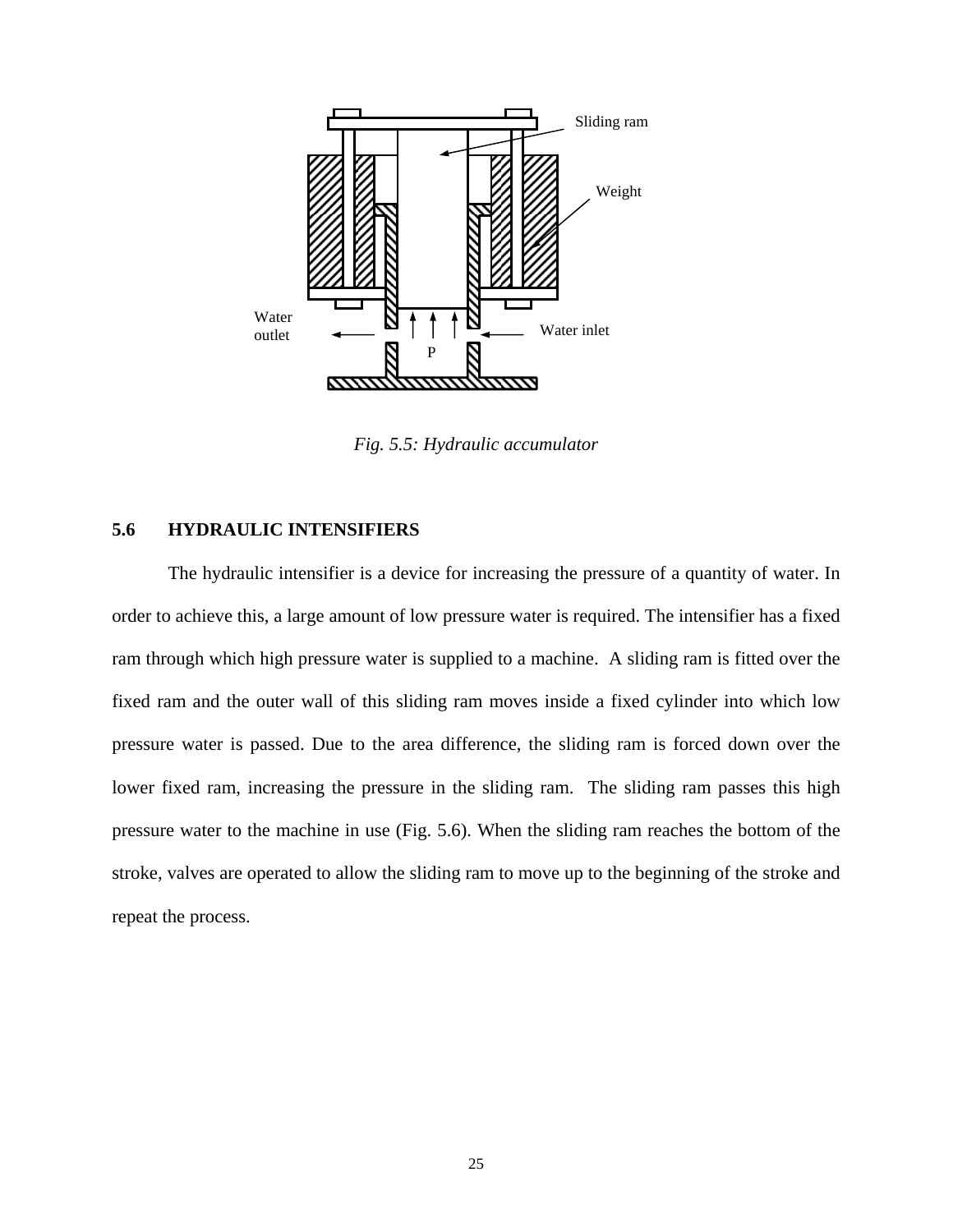*Fig. 5.5: Hydraulic accumulator*

### 5.6 HYDRAULIC INTENSIFIERS

The hydraulic intensifier is a device for increasing the pressure of a quantity of water. In order to achieve this, a large amount of low pressure water is required. The intensifier has a fixed ram through which high pressure water is supplied to a machine. A sliding ram is fitted over the fixed ram and the outer wall of this sliding ram moves inside a fixed cylinder into which low pressure water is passed. Due to the area difference, the sliding ram is forced down over the lower fixed ram, increasing the pressure in the sliding ram. The sliding ram passes this high pressure water to the machine in use (Fig. 5.6). When the sliding ram reaches the bottom of the stroke, valves are operated to allow the sliding ram to move up to the beginning of the stroke and repeat the process.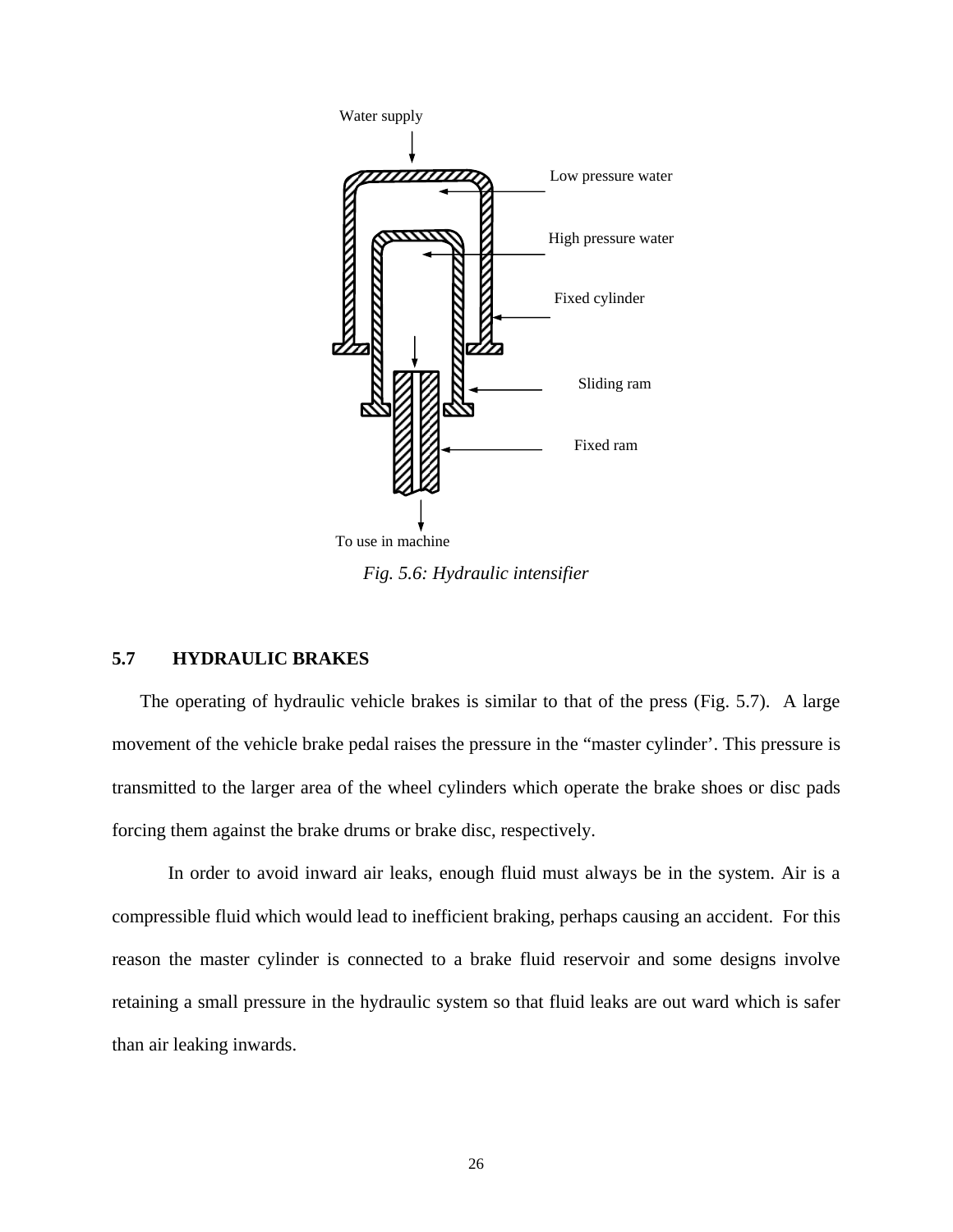Water supply

Low pressure water

High pressure water

Fixed cylinder

Sliding ram

Fixed ram

To use in machine

*Fig. 5.6: Hydraulic intensifier*

## 5.7 HYDRAULIC BRAKES

The operating of hydraulic vehicle brakes is similar to that of the press (Fig. 5.7). A large movement of the vehicle brake pedal raises the pressure in the "master cylinder'. This pressure is transmitted to the larger area of the wheel cylinders which operate the brake shoes or disc pads forcing them against the brake drums or brake disc, respectively.

In order to avoid inward air leaks, enough fluid must always be in the system. Air is a compressible fluid which would lead to inefficient braking, perhaps causing an accident. For this reason the master cylinder is connected to a brake fluid reservoir and some designs involve retaining a small pressure in the hydraulic system so that fluid leaks are out ward which is safer than air leaking inwards.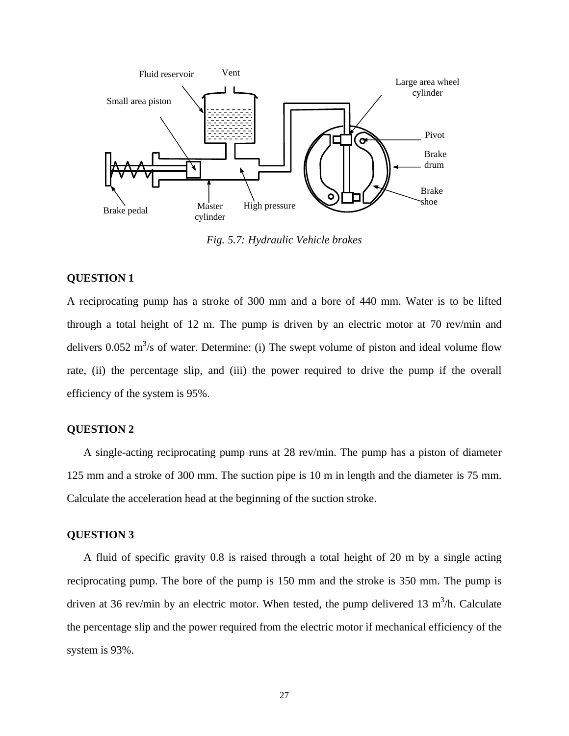Fig. 5.7: Hydraulic Vehicle brakes

**QUESTION 1**

A reciprocating pump has a stroke of 300 mm and a bore of 440 mm. Water is to be lifted through a total height of 12 m. The pump is driven by an electric motor at 70 rev/min and delivers 0.052 $m^3/s$ of water. Determine: (i) The swept volume of piston and ideal volume flow rate, (ii) the percentage slip, and (iii) the power required to drive the pump if the overall efficiency of the system is 95%.

**QUESTION 2**

A single-acting reciprocating pump runs at 28 rev/min. The pump has a piston of diameter 125 mm and a stroke of 300 mm. The suction pipe is 10 m in length and the diameter is 75 mm. Calculate the acceleration head at the beginning of the suction stroke.

**QUESTION 3**

A fluid of specific gravity 0.8 is raised through a total height of 20 m by a single acting reciprocating pump. The bore of the pump is 150 mm and the stroke is 350 mm. The pump is driven at 36 rev/min by an electric motor. When tested, the pump delivered 13 $m^3/h$. Calculate the percentage slip and the power required from the electric motor if mechanical efficiency of the system is 93%.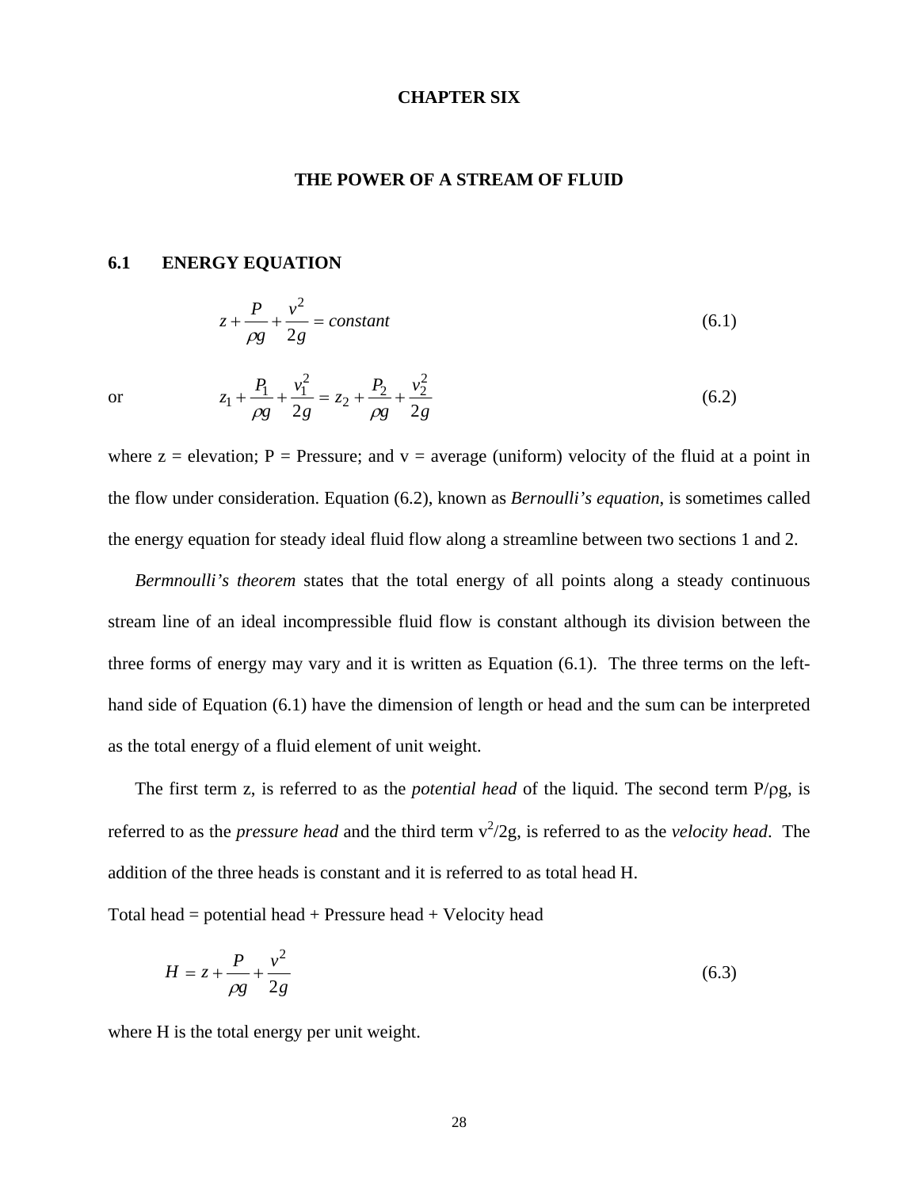# CHAPTER SIX

## THE POWER OF A STREAM OF FLUID

### 6.1 ENERGY EQUATION

$$z + \frac{P}{\rho g} + \frac{v^2}{2g} = constant \tag{6.1}$$

or

$$z_1 + \frac{P_1}{\rho g} + \frac{v_1^2}{2g} = z_2 + \frac{P_2}{\rho g} + \frac{v_2^2}{2g} \tag{6.2}$$

where z = elevation; P = Pressure; and v = average (uniform) velocity of the fluid at a point in the flow under consideration. Equation (6.2), known as *Bernoulli's equation*, is sometimes called the energy equation for steady ideal fluid flow along a streamline between two sections 1 and 2.

*Bermnoulli's theorem* states that the total energy of all points along a steady continuous stream line of an ideal incompressible fluid flow is constant although its division between the three forms of energy may vary and it is written as Equation (6.1). The three terms on the left-hand side of Equation (6.1) have the dimension of length or head and the sum can be interpreted as the total energy of a fluid element of unit weight.

The first term z, is referred to as the *potential head* of the liquid. The second term $P/\rho g$, is referred to as the *pressure head* and the third term $v^2/2g$, is referred to as the *velocity head*. The addition of the three heads is constant and it is referred to as total head H.

Total head = potential head + Pressure head + Velocity head

$$H = z + \frac{P}{\rho g} + \frac{v^2}{2g} \tag{6.3}$$

where H is the total energy per unit weight.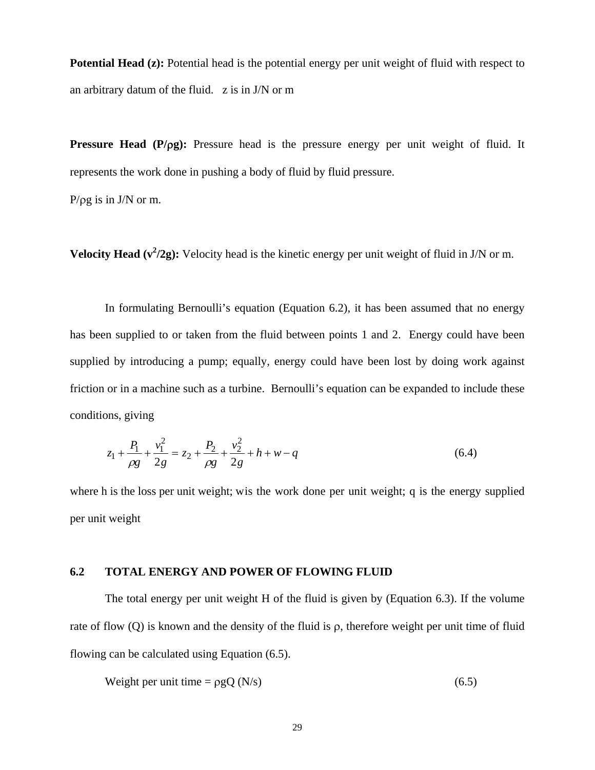**Potential Head (z):** Potential head is the potential energy per unit weight of fluid with respect to an arbitrary datum of the fluid. z is in J/N or m

**Pressure Head ($P/\rho g$):** Pressure head is the pressure energy per unit weight of fluid. It represents the work done in pushing a body of fluid by fluid pressure.

$P/\rho g$ is in J/N or m.

**Velocity Head ($v^2/2g$):** Velocity head is the kinetic energy per unit weight of fluid in J/N or m.

In formulating Bernoulli's equation (Equation 6.2), it has been assumed that no energy has been supplied to or taken from the fluid between points 1 and 2. Energy could have been supplied by introducing a pump; equally, energy could have been lost by doing work against friction or in a machine such as a turbine. Bernoulli's equation can be expanded to include these conditions, giving

$$z_1 + \frac{P_1}{\rho g} + \frac{v_1^2}{2g} = z_2 + \frac{P_2}{\rho g} + \frac{v_2^2}{2g} + h + w - q \qquad (6.4)$$

where h is the loss per unit weight; wis the work done per unit weight; q is the energy supplied per unit weight

## 6.2 TOTAL ENERGY AND POWER OF FLOWING FLUID

The total energy per unit weight H of the fluid is given by (Equation 6.3). If the volume rate of flow (Q) is known and the density of the fluid is $\rho$, therefore weight per unit time of fluid flowing can be calculated using Equation (6.5).

$$\text{Weight per unit time} = \rho g Q \text{ (N/s)} \qquad (6.5)$$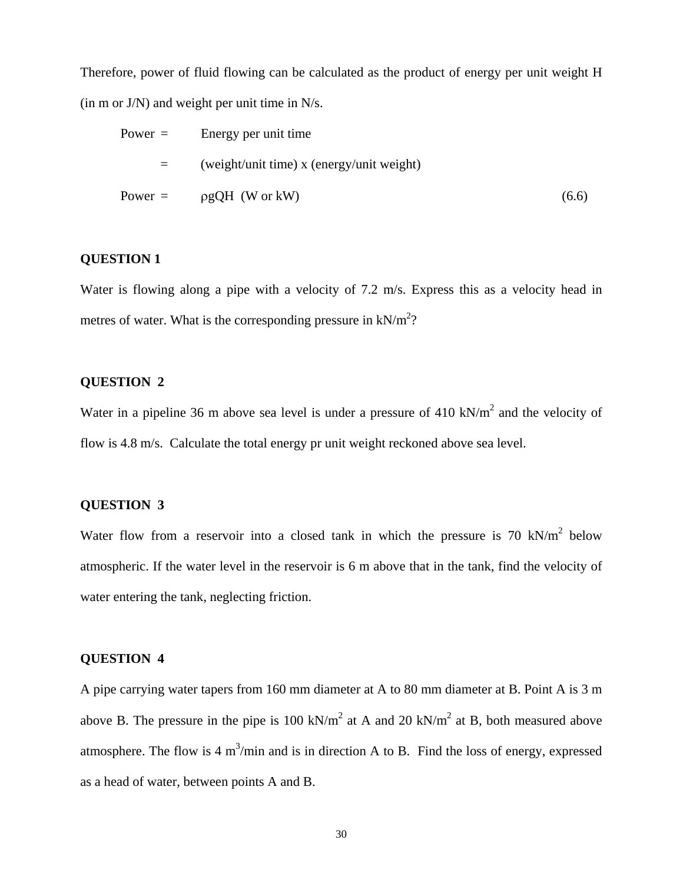Therefore, power of fluid flowing can be calculated as the product of energy per unit weight H (in m or J/N) and weight per unit time in N/s.

Power = Energy per unit time

= (weight/unit time) x (energy/unit weight)

$$\text{Power} = \rho g Q H \quad (\text{W or kW}) \tag{6.6}$$

**QUESTION 1**

Water is flowing along a pipe with a velocity of 7.2 m/s. Express this as a velocity head in metres of water. What is the corresponding pressure in $kN/m^2$?

**QUESTION 2**

Water in a pipeline 36 m above sea level is under a pressure of 410 $kN/m^2$ and the velocity of flow is 4.8 m/s. Calculate the total energy pr unit weight reckoned above sea level.

**QUESTION 3**

Water flow from a reservoir into a closed tank in which the pressure is 70 $kN/m^2$ below atmospheric. If the water level in the reservoir is 6 m above that in the tank, find the velocity of water entering the tank, neglecting friction.

**QUESTION 4**

A pipe carrying water tapers from 160 mm diameter at A to 80 mm diameter at B. Point A is 3 m above B. The pressure in the pipe is 100 $kN/m^2$ at A and 20 $kN/m^2$ at B, both measured above atmosphere. The flow is 4 $m^3$/min and is in direction A to B. Find the loss of energy, expressed as a head of water, between points A and B.